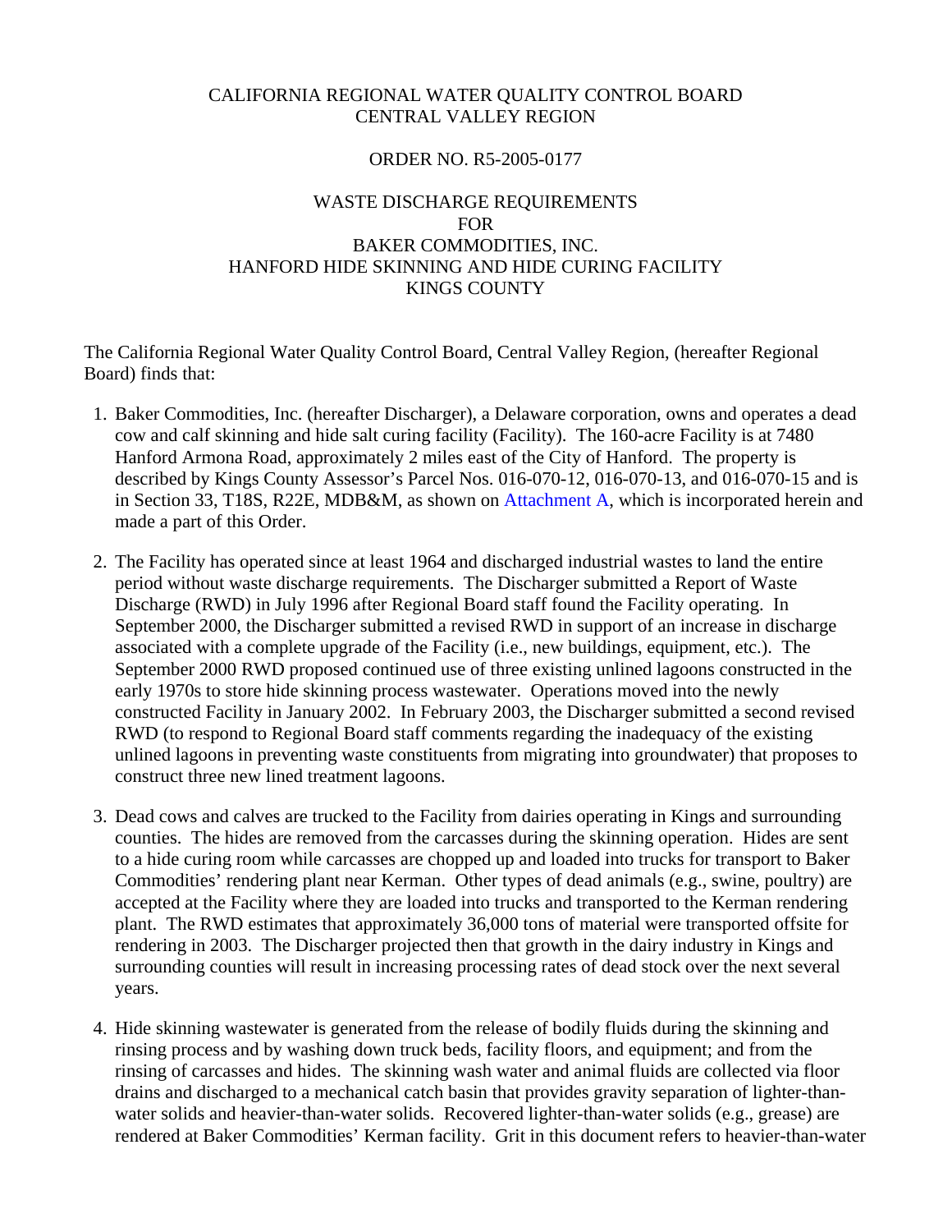CALIFORNIA REGIONAL WATER QUALITY CONTROL BOARD
CENTRAL VALLEY REGION

ORDER NO. R5-2005-0177

WASTE DISCHARGE REQUIREMENTS
FOR
BAKER COMMODITIES, INC.
HANFORD HIDE SKINNING AND HIDE CURING FACILITY
KINGS COUNTY

The California Regional Water Quality Control Board, Central Valley Region, (hereafter Regional Board) finds that:

1. Baker Commodities, Inc. (hereafter Discharger), a Delaware corporation, owns and operates a dead cow and calf skinning and hide salt curing facility (Facility). The 160-acre Facility is at 7480 Hanford Armona Road, approximately 2 miles east of the City of Hanford. The property is described by Kings County Assessor's Parcel Nos. 016-070-12, 016-070-13, and 016-070-15 and is in Section 33, T18S, R22E, MDB&M, as shown on Attachment A, which is incorporated herein and made a part of this Order.

2. The Facility has operated since at least 1964 and discharged industrial wastes to land the entire period without waste discharge requirements. The Discharger submitted a Report of Waste Discharge (RWD) in July 1996 after Regional Board staff found the Facility operating. In September 2000, the Discharger submitted a revised RWD in support of an increase in discharge associated with a complete upgrade of the Facility (i.e., new buildings, equipment, etc.). The September 2000 RWD proposed continued use of three existing unlined lagoons constructed in the early 1970s to store hide skinning process wastewater. Operations moved into the newly constructed Facility in January 2002. In February 2003, the Discharger submitted a second revised RWD (to respond to Regional Board staff comments regarding the inadequacy of the existing unlined lagoons in preventing waste constituents from migrating into groundwater) that proposes to construct three new lined treatment lagoons.

3. Dead cows and calves are trucked to the Facility from dairies operating in Kings and surrounding counties. The hides are removed from the carcasses during the skinning operation. Hides are sent to a hide curing room while carcasses are chopped up and loaded into trucks for transport to Baker Commodities' rendering plant near Kerman. Other types of dead animals (e.g., swine, poultry) are accepted at the Facility where they are loaded into trucks and transported to the Kerman rendering plant. The RWD estimates that approximately 36,000 tons of material were transported offsite for rendering in 2003. The Discharger projected then that growth in the dairy industry in Kings and surrounding counties will result in increasing processing rates of dead stock over the next several years.

4. Hide skinning wastewater is generated from the release of bodily fluids during the skinning and rinsing process and by washing down truck beds, facility floors, and equipment; and from the rinsing of carcasses and hides. The skinning wash water and animal fluids are collected via floor drains and discharged to a mechanical catch basin that provides gravity separation of lighter-than-water solids and heavier-than-water solids. Recovered lighter-than-water solids (e.g., grease) are rendered at Baker Commodities' Kerman facility. Grit in this document refers to heavier-than-water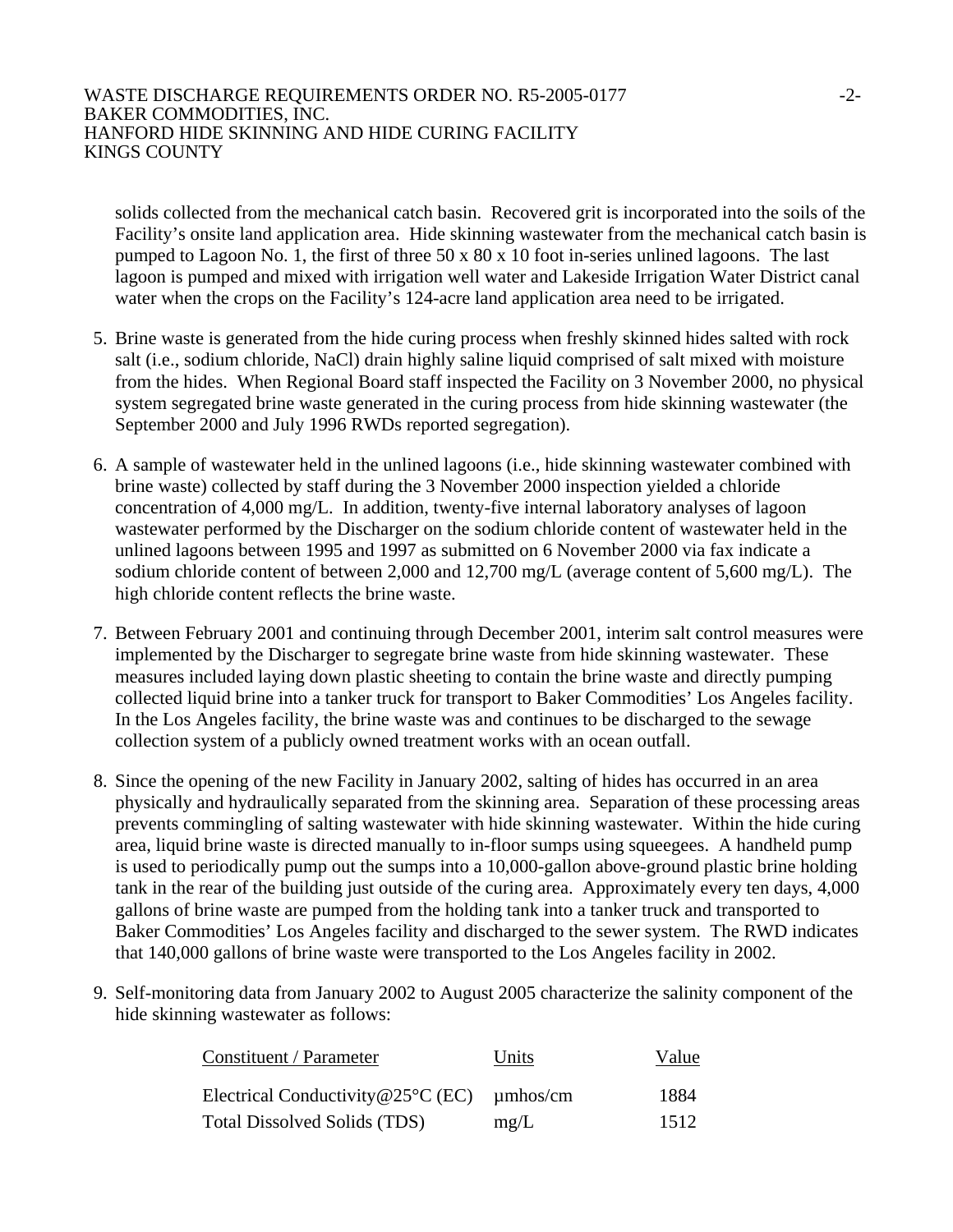solids collected from the mechanical catch basin. Recovered grit is incorporated into the soils of the Facility's onsite land application area. Hide skinning wastewater from the mechanical catch basin is pumped to Lagoon No. 1, the first of three 50 x 80 x 10 foot in-series unlined lagoons. The last lagoon is pumped and mixed with irrigation well water and Lakeside Irrigation Water District canal water when the crops on the Facility's 124-acre land application area need to be irrigated.

5. Brine waste is generated from the hide curing process when freshly skinned hides salted with rock salt (i.e., sodium chloride, NaCl) drain highly saline liquid comprised of salt mixed with moisture from the hides. When Regional Board staff inspected the Facility on 3 November 2000, no physical system segregated brine waste generated in the curing process from hide skinning wastewater (the September 2000 and July 1996 RWDs reported segregation).

6. A sample of wastewater held in the unlined lagoons (i.e., hide skinning wastewater combined with brine waste) collected by staff during the 3 November 2000 inspection yielded a chloride concentration of 4,000 mg/L. In addition, twenty-five internal laboratory analyses of lagoon wastewater performed by the Discharger on the sodium chloride content of wastewater held in the unlined lagoons between 1995 and 1997 as submitted on 6 November 2000 via fax indicate a sodium chloride content of between 2,000 and 12,700 mg/L (average content of 5,600 mg/L). The high chloride content reflects the brine waste.

7. Between February 2001 and continuing through December 2001, interim salt control measures were implemented by the Discharger to segregate brine waste from hide skinning wastewater. These measures included laying down plastic sheeting to contain the brine waste and directly pumping collected liquid brine into a tanker truck for transport to Baker Commodities' Los Angeles facility. In the Los Angeles facility, the brine waste was and continues to be discharged to the sewage collection system of a publicly owned treatment works with an ocean outfall.

8. Since the opening of the new Facility in January 2002, salting of hides has occurred in an area physically and hydraulically separated from the skinning area. Separation of these processing areas prevents commingling of salting wastewater with hide skinning wastewater. Within the hide curing area, liquid brine waste is directed manually to in-floor sumps using squeegees. A handheld pump is used to periodically pump out the sumps into a 10,000-gallon above-ground plastic brine holding tank in the rear of the building just outside of the curing area. Approximately every ten days, 4,000 gallons of brine waste are pumped from the holding tank into a tanker truck and transported to Baker Commodities' Los Angeles facility and discharged to the sewer system. The RWD indicates that 140,000 gallons of brine waste were transported to the Los Angeles facility in 2002.

9. Self-monitoring data from January 2002 to August 2005 characterize the salinity component of the hide skinning wastewater as follows:

| Constituent / Parameter | Units | Value |
|---|---|---|
| Electrical Conductivity@25°C (EC) | μmhos/cm | 1884 |
| Total Dissolved Solids (TDS) | mg/L | 1512 |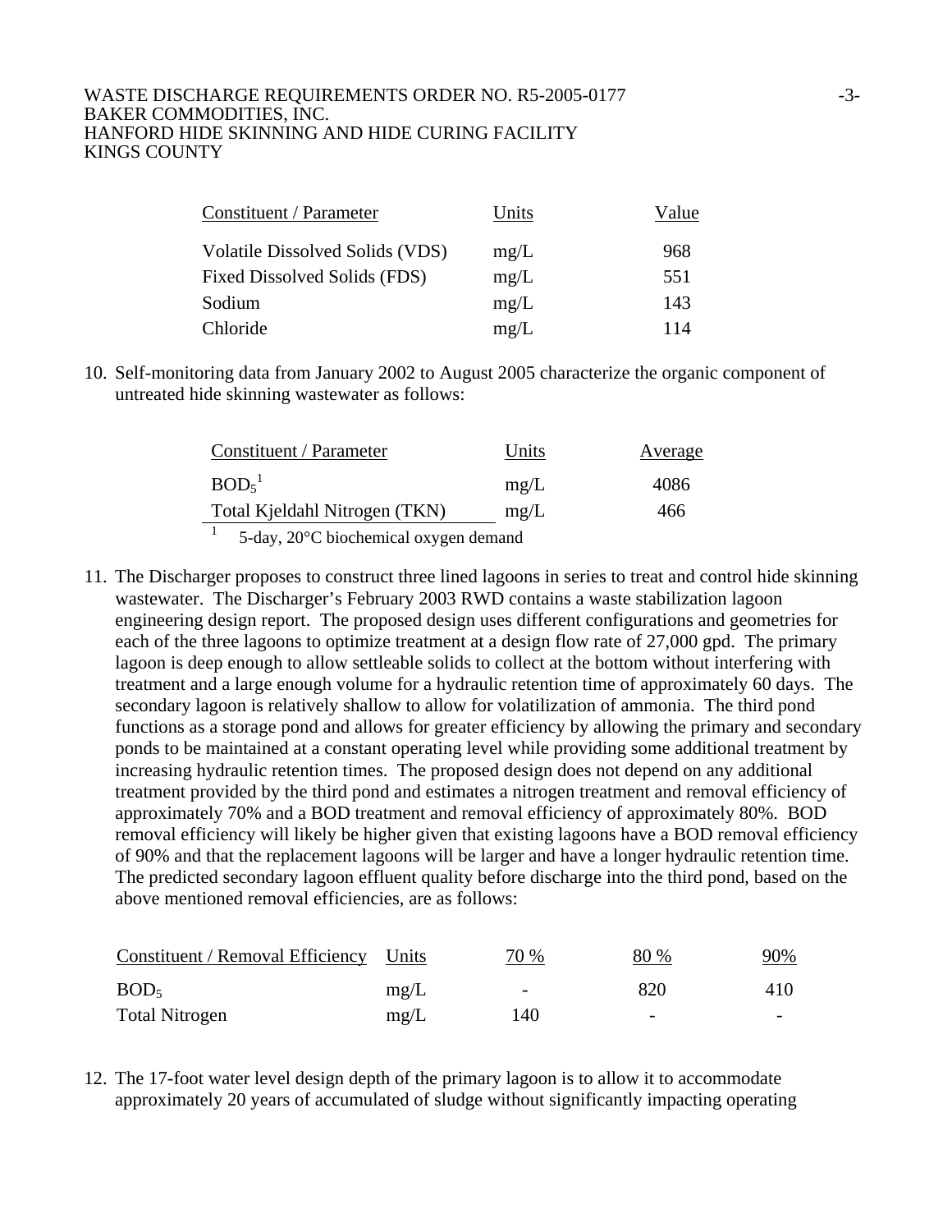| Constituent / Parameter | Units | Value |
|---|---|---|
| Volatile Dissolved Solids (VDS) | mg/L | 968 |
| Fixed Dissolved Solids (FDS) | mg/L | 551 |
| Sodium | mg/L | 143 |
| Chloride | mg/L | 114 |

10. Self-monitoring data from January 2002 to August 2005 characterize the organic component of untreated hide skinning wastewater as follows:

| Constituent / Parameter | Units | Average |
|---|---|---|
| $BOD_5$[1] | mg/L | 4086 |
| Total Kjeldahl Nitrogen (TKN) | mg/L | 466 |

[1] 5-day, 20°C biochemical oxygen demand

11. The Discharger proposes to construct three lined lagoons in series to treat and control hide skinning wastewater. The Discharger's February 2003 RWD contains a waste stabilization lagoon engineering design report. The proposed design uses different configurations and geometries for each of the three lagoons to optimize treatment at a design flow rate of 27,000 gpd. The primary lagoon is deep enough to allow settleable solids to collect at the bottom without interfering with treatment and a large enough volume for a hydraulic retention time of approximately 60 days. The secondary lagoon is relatively shallow to allow for volatilization of ammonia. The third pond functions as a storage pond and allows for greater efficiency by allowing the primary and secondary ponds to be maintained at a constant operating level while providing some additional treatment by increasing hydraulic retention times. The proposed design does not depend on any additional treatment provided by the third pond and estimates a nitrogen treatment and removal efficiency of approximately 70% and a BOD treatment and removal efficiency of approximately 80%. BOD removal efficiency will likely be higher given that existing lagoons have a BOD removal efficiency of 90% and that the replacement lagoons will be larger and have a longer hydraulic retention time. The predicted secondary lagoon effluent quality before discharge into the third pond, based on the above mentioned removal efficiencies, are as follows:

| Constituent / Removal Efficiency | Units | 70 % | 80 % | 90% |
|---|---|---|---|---|
| $BOD_5$ | mg/L | - | 820 | 410 |
| Total Nitrogen | mg/L | 140 | - | - |

12. The 17-foot water level design depth of the primary lagoon is to allow it to accommodate approximately 20 years of accumulated of sludge without significantly impacting operating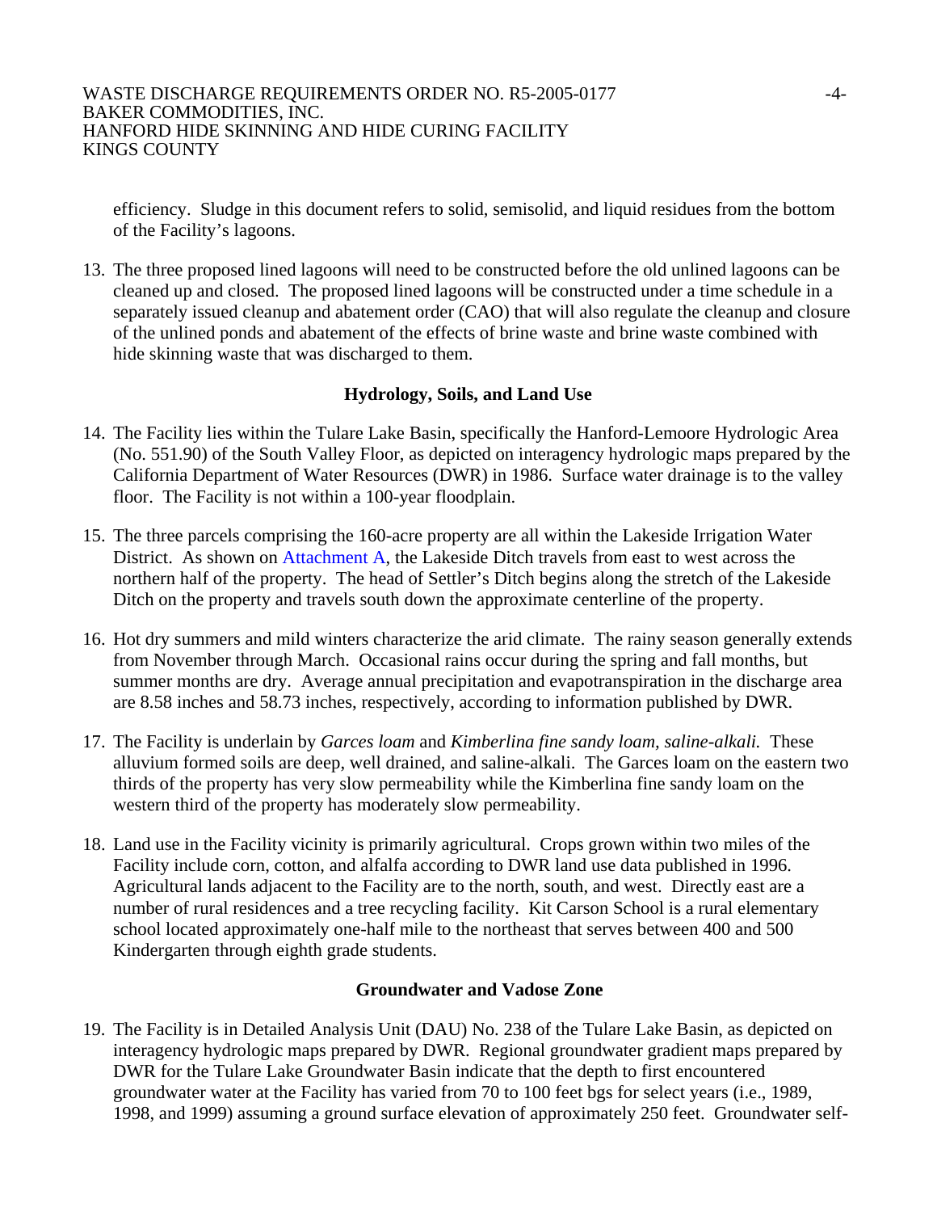efficiency. Sludge in this document refers to solid, semisolid, and liquid residues from the bottom of the Facility's lagoons.

13. The three proposed lined lagoons will need to be constructed before the old unlined lagoons can be cleaned up and closed. The proposed lined lagoons will be constructed under a time schedule in a separately issued cleanup and abatement order (CAO) that will also regulate the cleanup and closure of the unlined ponds and abatement of the effects of brine waste and brine waste combined with hide skinning waste that was discharged to them.

### Hydrology, Soils, and Land Use

14. The Facility lies within the Tulare Lake Basin, specifically the Hanford-Lemoore Hydrologic Area (No. 551.90) of the South Valley Floor, as depicted on interagency hydrologic maps prepared by the California Department of Water Resources (DWR) in 1986. Surface water drainage is to the valley floor. The Facility is not within a 100-year floodplain.

15. The three parcels comprising the 160-acre property are all within the Lakeside Irrigation Water District. As shown on Attachment A, the Lakeside Ditch travels from east to west across the northern half of the property. The head of Settler's Ditch begins along the stretch of the Lakeside Ditch on the property and travels south down the approximate centerline of the property.

16. Hot dry summers and mild winters characterize the arid climate. The rainy season generally extends from November through March. Occasional rains occur during the spring and fall months, but summer months are dry. Average annual precipitation and evapotranspiration in the discharge area are 8.58 inches and 58.73 inches, respectively, according to information published by DWR.

17. The Facility is underlain by *Garces loam* and *Kimberlina fine sandy loam, saline-alkali.* These alluvium formed soils are deep, well drained, and saline-alkali. The Garces loam on the eastern two thirds of the property has very slow permeability while the Kimberlina fine sandy loam on the western third of the property has moderately slow permeability.

18. Land use in the Facility vicinity is primarily agricultural. Crops grown within two miles of the Facility include corn, cotton, and alfalfa according to DWR land use data published in 1996. Agricultural lands adjacent to the Facility are to the north, south, and west. Directly east are a number of rural residences and a tree recycling facility. Kit Carson School is a rural elementary school located approximately one-half mile to the northeast that serves between 400 and 500 Kindergarten through eighth grade students.

### Groundwater and Vadose Zone

19. The Facility is in Detailed Analysis Unit (DAU) No. 238 of the Tulare Lake Basin, as depicted on interagency hydrologic maps prepared by DWR. Regional groundwater gradient maps prepared by DWR for the Tulare Lake Groundwater Basin indicate that the depth to first encountered groundwater water at the Facility has varied from 70 to 100 feet bgs for select years (i.e., 1989, 1998, and 1999) assuming a ground surface elevation of approximately 250 feet. Groundwater self-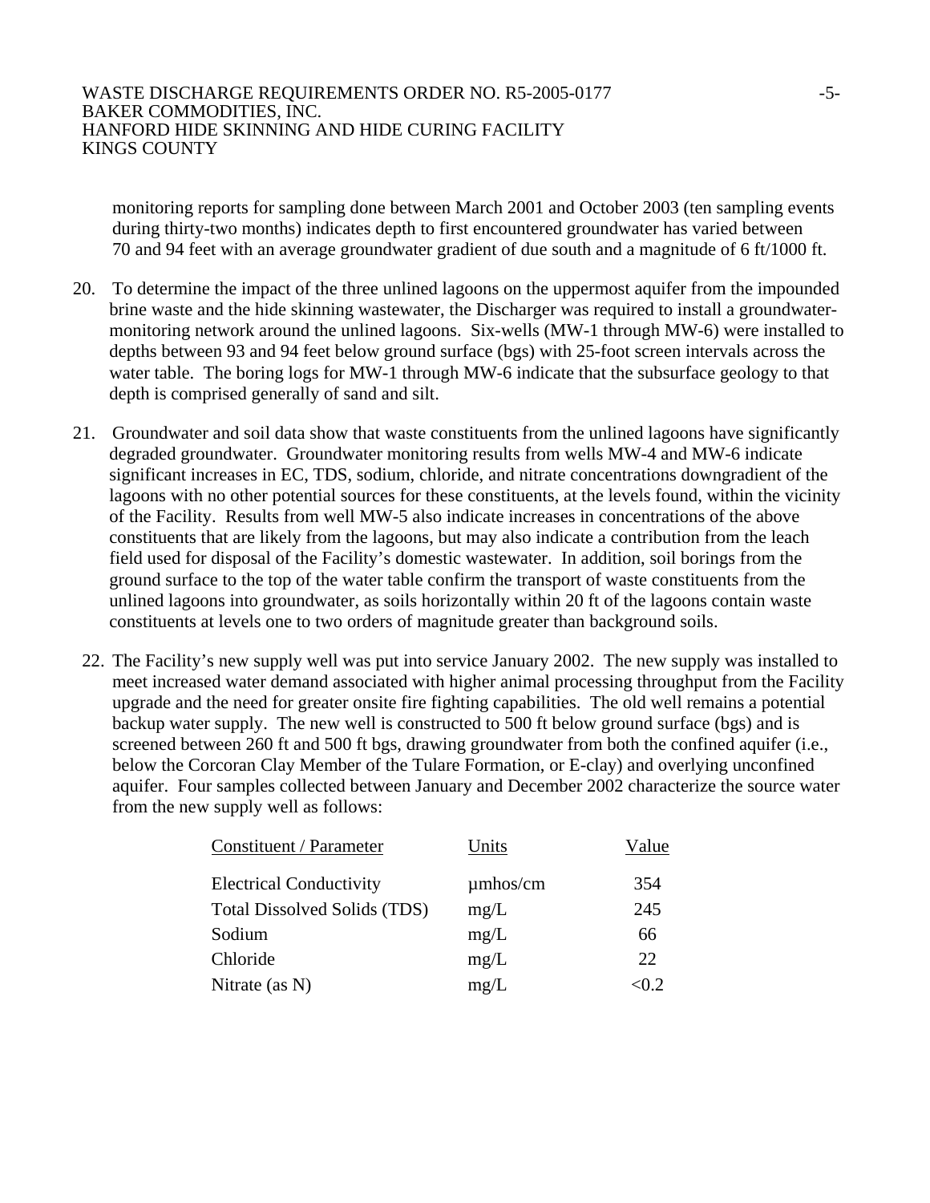monitoring reports for sampling done between March 2001 and October 2003 (ten sampling events during thirty-two months) indicates depth to first encountered groundwater has varied between 70 and 94 feet with an average groundwater gradient of due south and a magnitude of 6 ft/1000 ft.

20. To determine the impact of the three unlined lagoons on the uppermost aquifer from the impounded brine waste and the hide skinning wastewater, the Discharger was required to install a groundwater-monitoring network around the unlined lagoons. Six-wells (MW-1 through MW-6) were installed to depths between 93 and 94 feet below ground surface (bgs) with 25-foot screen intervals across the water table. The boring logs for MW-1 through MW-6 indicate that the subsurface geology to that depth is comprised generally of sand and silt.

21. Groundwater and soil data show that waste constituents from the unlined lagoons have significantly degraded groundwater. Groundwater monitoring results from wells MW-4 and MW-6 indicate significant increases in EC, TDS, sodium, chloride, and nitrate concentrations downgradient of the lagoons with no other potential sources for these constituents, at the levels found, within the vicinity of the Facility. Results from well MW-5 also indicate increases in concentrations of the above constituents that are likely from the lagoons, but may also indicate a contribution from the leach field used for disposal of the Facility's domestic wastewater. In addition, soil borings from the ground surface to the top of the water table confirm the transport of waste constituents from the unlined lagoons into groundwater, as soils horizontally within 20 ft of the lagoons contain waste constituents at levels one to two orders of magnitude greater than background soils.

22. The Facility's new supply well was put into service January 2002. The new supply was installed to meet increased water demand associated with higher animal processing throughput from the Facility upgrade and the need for greater onsite fire fighting capabilities. The old well remains a potential backup water supply. The new well is constructed to 500 ft below ground surface (bgs) and is screened between 260 ft and 500 ft bgs, drawing groundwater from both the confined aquifer (i.e., below the Corcoran Clay Member of the Tulare Formation, or E-clay) and overlying unconfined aquifer. Four samples collected between January and December 2002 characterize the source water from the new supply well as follows:

| Constituent / Parameter | Units | Value |
|---|---|---|
| Electrical Conductivity | µmhos/cm | 354 |
| Total Dissolved Solids (TDS) | mg/L | 245 |
| Sodium | mg/L | 66 |
| Chloride | mg/L | 22 |
| Nitrate (as N) | mg/L | <0.2 |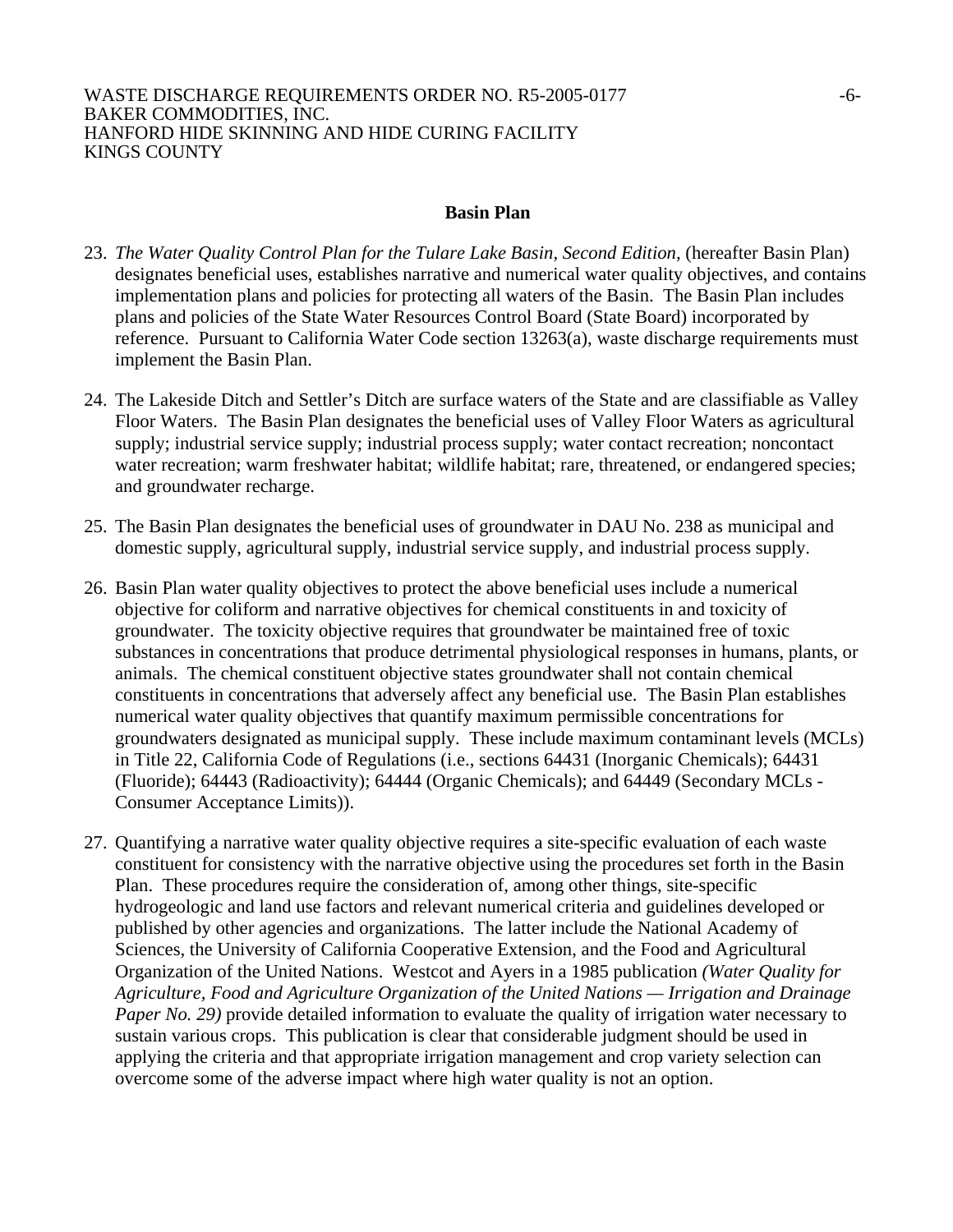## Basin Plan

23. *The Water Quality Control Plan for the Tulare Lake Basin, Second Edition,* (hereafter Basin Plan) designates beneficial uses, establishes narrative and numerical water quality objectives, and contains implementation plans and policies for protecting all waters of the Basin. The Basin Plan includes plans and policies of the State Water Resources Control Board (State Board) incorporated by reference. Pursuant to California Water Code section 13263(a), waste discharge requirements must implement the Basin Plan.

24. The Lakeside Ditch and Settler's Ditch are surface waters of the State and are classifiable as Valley Floor Waters. The Basin Plan designates the beneficial uses of Valley Floor Waters as agricultural supply; industrial service supply; industrial process supply; water contact recreation; noncontact water recreation; warm freshwater habitat; wildlife habitat; rare, threatened, or endangered species; and groundwater recharge.

25. The Basin Plan designates the beneficial uses of groundwater in DAU No. 238 as municipal and domestic supply, agricultural supply, industrial service supply, and industrial process supply.

26. Basin Plan water quality objectives to protect the above beneficial uses include a numerical objective for coliform and narrative objectives for chemical constituents in and toxicity of groundwater. The toxicity objective requires that groundwater be maintained free of toxic substances in concentrations that produce detrimental physiological responses in humans, plants, or animals. The chemical constituent objective states groundwater shall not contain chemical constituents in concentrations that adversely affect any beneficial use. The Basin Plan establishes numerical water quality objectives that quantify maximum permissible concentrations for groundwaters designated as municipal supply. These include maximum contaminant levels (MCLs) in Title 22, California Code of Regulations (i.e., sections 64431 (Inorganic Chemicals); 64431 (Fluoride); 64443 (Radioactivity); 64444 (Organic Chemicals); and 64449 (Secondary MCLs - Consumer Acceptance Limits)).

27. Quantifying a narrative water quality objective requires a site-specific evaluation of each waste constituent for consistency with the narrative objective using the procedures set forth in the Basin Plan. These procedures require the consideration of, among other things, site-specific hydrogeologic and land use factors and relevant numerical criteria and guidelines developed or published by other agencies and organizations. The latter include the National Academy of Sciences, the University of California Cooperative Extension, and the Food and Agricultural Organization of the United Nations. Westcot and Ayers in a 1985 publication *(Water Quality for Agriculture, Food and Agriculture Organization of the United Nations — Irrigation and Drainage Paper No. 29)* provide detailed information to evaluate the quality of irrigation water necessary to sustain various crops. This publication is clear that considerable judgment should be used in applying the criteria and that appropriate irrigation management and crop variety selection can overcome some of the adverse impact where high water quality is not an option.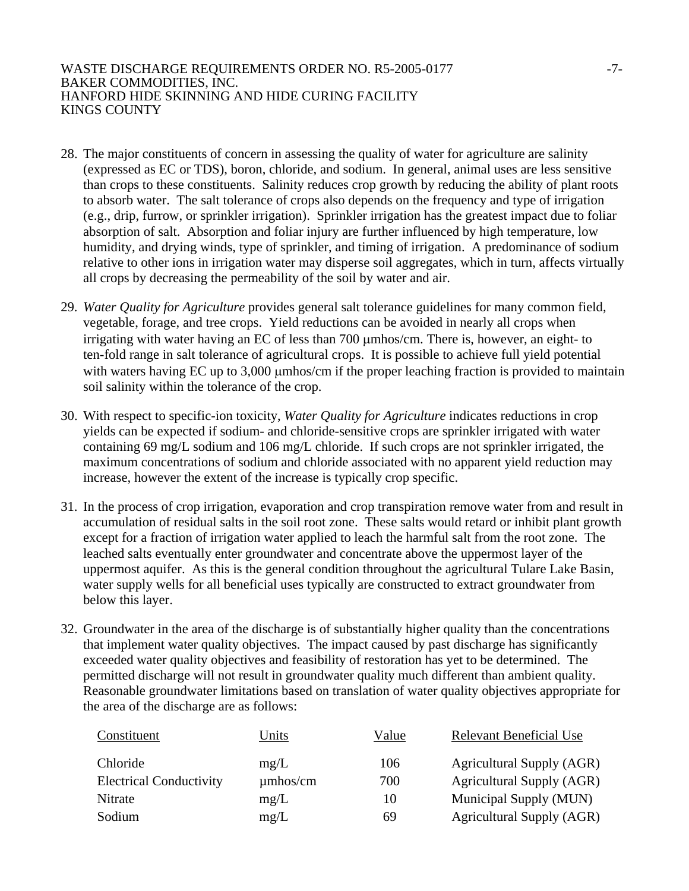28. The major constituents of concern in assessing the quality of water for agriculture are salinity (expressed as EC or TDS), boron, chloride, and sodium. In general, animal uses are less sensitive than crops to these constituents. Salinity reduces crop growth by reducing the ability of plant roots to absorb water. The salt tolerance of crops also depends on the frequency and type of irrigation (e.g., drip, furrow, or sprinkler irrigation). Sprinkler irrigation has the greatest impact due to foliar absorption of salt. Absorption and foliar injury are further influenced by high temperature, low humidity, and drying winds, type of sprinkler, and timing of irrigation. A predominance of sodium relative to other ions in irrigation water may disperse soil aggregates, which in turn, affects virtually all crops by decreasing the permeability of the soil by water and air.

29. *Water Quality for Agriculture* provides general salt tolerance guidelines for many common field, vegetable, forage, and tree crops. Yield reductions can be avoided in nearly all crops when irrigating with water having an EC of less than 700 μmhos/cm. There is, however, an eight- to ten-fold range in salt tolerance of agricultural crops. It is possible to achieve full yield potential with waters having EC up to 3,000 μmhos/cm if the proper leaching fraction is provided to maintain soil salinity within the tolerance of the crop.

30. With respect to specific-ion toxicity, *Water Quality for Agriculture* indicates reductions in crop yields can be expected if sodium- and chloride-sensitive crops are sprinkler irrigated with water containing 69 mg/L sodium and 106 mg/L chloride. If such crops are not sprinkler irrigated, the maximum concentrations of sodium and chloride associated with no apparent yield reduction may increase, however the extent of the increase is typically crop specific.

31. In the process of crop irrigation, evaporation and crop transpiration remove water from and result in accumulation of residual salts in the soil root zone. These salts would retard or inhibit plant growth except for a fraction of irrigation water applied to leach the harmful salt from the root zone. The leached salts eventually enter groundwater and concentrate above the uppermost layer of the uppermost aquifer. As this is the general condition throughout the agricultural Tulare Lake Basin, water supply wells for all beneficial uses typically are constructed to extract groundwater from below this layer.

32. Groundwater in the area of the discharge is of substantially higher quality than the concentrations that implement water quality objectives. The impact caused by past discharge has significantly exceeded water quality objectives and feasibility of restoration has yet to be determined. The permitted discharge will not result in groundwater quality much different than ambient quality. Reasonable groundwater limitations based on translation of water quality objectives appropriate for the area of the discharge are as follows:

| Constituent | Units | Value | Relevant Beneficial Use |
|---|---|---|---|
| Chloride | mg/L | 106 | Agricultural Supply (AGR) |
| Electrical Conductivity | μmhos/cm | 700 | Agricultural Supply (AGR) |
| Nitrate | mg/L | 10 | Municipal Supply (MUN) |
| Sodium | mg/L | 69 | Agricultural Supply (AGR) |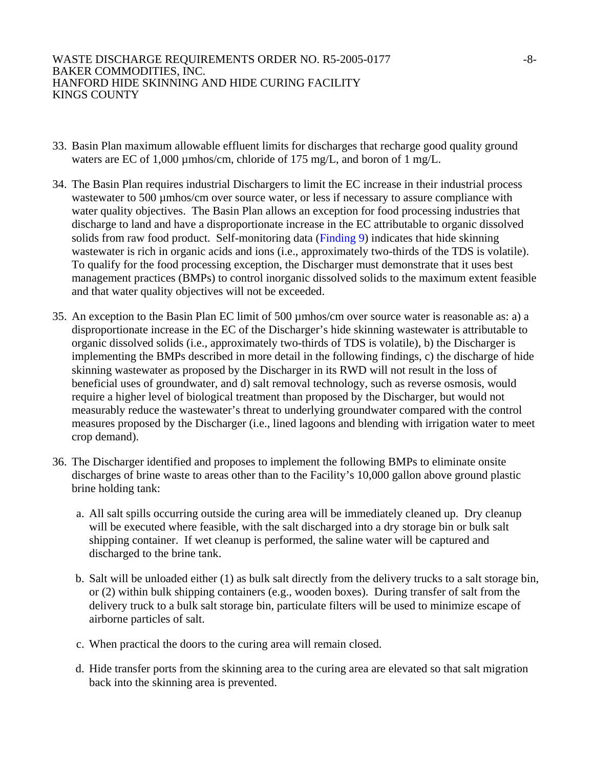33. Basin Plan maximum allowable effluent limits for discharges that recharge good quality ground waters are EC of 1,000 µmhos/cm, chloride of 175 mg/L, and boron of 1 mg/L.

34. The Basin Plan requires industrial Dischargers to limit the EC increase in their industrial process wastewater to 500 µmhos/cm over source water, or less if necessary to assure compliance with water quality objectives. The Basin Plan allows an exception for food processing industries that discharge to land and have a disproportionate increase in the EC attributable to organic dissolved solids from raw food product. Self-monitoring data (Finding 9) indicates that hide skinning wastewater is rich in organic acids and ions (i.e., approximately two-thirds of the TDS is volatile). To qualify for the food processing exception, the Discharger must demonstrate that it uses best management practices (BMPs) to control inorganic dissolved solids to the maximum extent feasible and that water quality objectives will not be exceeded.

35. An exception to the Basin Plan EC limit of 500 µmhos/cm over source water is reasonable as: a) a disproportionate increase in the EC of the Discharger's hide skinning wastewater is attributable to organic dissolved solids (i.e., approximately two-thirds of TDS is volatile), b) the Discharger is implementing the BMPs described in more detail in the following findings, c) the discharge of hide skinning wastewater as proposed by the Discharger in its RWD will not result in the loss of beneficial uses of groundwater, and d) salt removal technology, such as reverse osmosis, would require a higher level of biological treatment than proposed by the Discharger, but would not measurably reduce the wastewater's threat to underlying groundwater compared with the control measures proposed by the Discharger (i.e., lined lagoons and blending with irrigation water to meet crop demand).

36. The Discharger identified and proposes to implement the following BMPs to eliminate onsite discharges of brine waste to areas other than to the Facility's 10,000 gallon above ground plastic brine holding tank:

    a. All salt spills occurring outside the curing area will be immediately cleaned up. Dry cleanup will be executed where feasible, with the salt discharged into a dry storage bin or bulk salt shipping container. If wet cleanup is performed, the saline water will be captured and discharged to the brine tank.

    b. Salt will be unloaded either (1) as bulk salt directly from the delivery trucks to a salt storage bin, or (2) within bulk shipping containers (e.g., wooden boxes). During transfer of salt from the delivery truck to a bulk salt storage bin, particulate filters will be used to minimize escape of airborne particles of salt.

    c. When practical the doors to the curing area will remain closed.

    d. Hide transfer ports from the skinning area to the curing area are elevated so that salt migration back into the skinning area is prevented.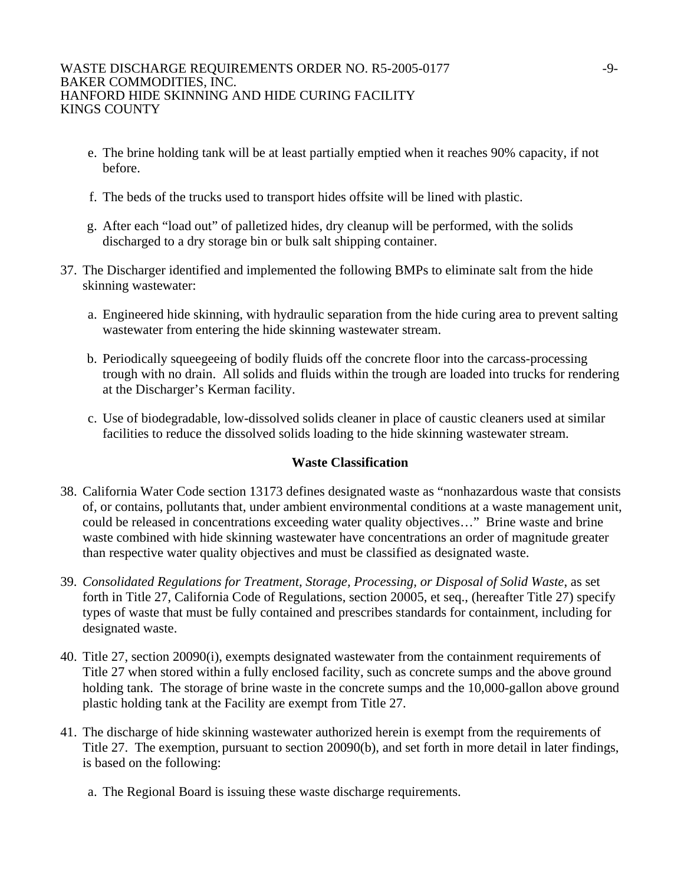e. The brine holding tank will be at least partially emptied when it reaches 90% capacity, if not before.

f. The beds of the trucks used to transport hides offsite will be lined with plastic.

g. After each "load out" of palletized hides, dry cleanup will be performed, with the solids discharged to a dry storage bin or bulk salt shipping container.

37. The Discharger identified and implemented the following BMPs to eliminate salt from the hide skinning wastewater:

    a. Engineered hide skinning, with hydraulic separation from the hide curing area to prevent salting wastewater from entering the hide skinning wastewater stream.

    b. Periodically squeegeeing of bodily fluids off the concrete floor into the carcass-processing trough with no drain. All solids and fluids within the trough are loaded into trucks for rendering at the Discharger's Kerman facility.

    c. Use of biodegradable, low-dissolved solids cleaner in place of caustic cleaners used at similar facilities to reduce the dissolved solids loading to the hide skinning wastewater stream.

**Waste Classification**

38. California Water Code section 13173 defines designated waste as "nonhazardous waste that consists of, or contains, pollutants that, under ambient environmental conditions at a waste management unit, could be released in concentrations exceeding water quality objectives…" Brine waste and brine waste combined with hide skinning wastewater have concentrations an order of magnitude greater than respective water quality objectives and must be classified as designated waste.

39. *Consolidated Regulations for Treatment, Storage, Processing, or Disposal of Solid Waste*, as set forth in Title 27, California Code of Regulations, section 20005, et seq., (hereafter Title 27) specify types of waste that must be fully contained and prescribes standards for containment, including for designated waste.

40. Title 27, section 20090(i), exempts designated wastewater from the containment requirements of Title 27 when stored within a fully enclosed facility, such as concrete sumps and the above ground holding tank. The storage of brine waste in the concrete sumps and the 10,000-gallon above ground plastic holding tank at the Facility are exempt from Title 27.

41. The discharge of hide skinning wastewater authorized herein is exempt from the requirements of Title 27. The exemption, pursuant to section 20090(b), and set forth in more detail in later findings, is based on the following:

    a. The Regional Board is issuing these waste discharge requirements.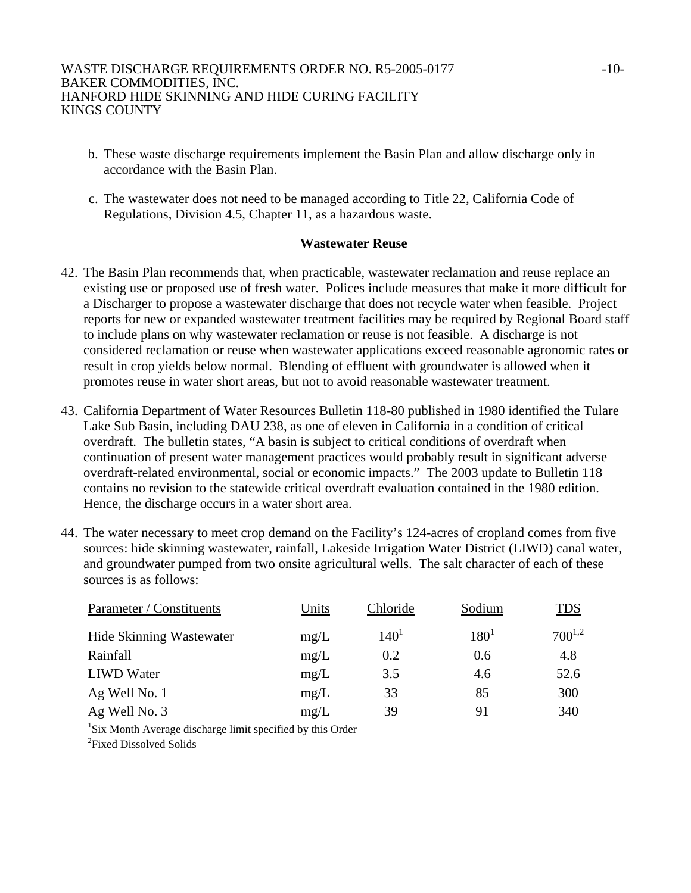b. These waste discharge requirements implement the Basin Plan and allow discharge only in accordance with the Basin Plan.

c. The wastewater does not need to be managed according to Title 22, California Code of Regulations, Division 4.5, Chapter 11, as a hazardous waste.

### Wastewater Reuse

42. The Basin Plan recommends that, when practicable, wastewater reclamation and reuse replace an existing use or proposed use of fresh water. Polices include measures that make it more difficult for a Discharger to propose a wastewater discharge that does not recycle water when feasible. Project reports for new or expanded wastewater treatment facilities may be required by Regional Board staff to include plans on why wastewater reclamation or reuse is not feasible. A discharge is not considered reclamation or reuse when wastewater applications exceed reasonable agronomic rates or result in crop yields below normal. Blending of effluent with groundwater is allowed when it promotes reuse in water short areas, but not to avoid reasonable wastewater treatment.

43. California Department of Water Resources Bulletin 118-80 published in 1980 identified the Tulare Lake Sub Basin, including DAU 238, as one of eleven in California in a condition of critical overdraft. The bulletin states, "A basin is subject to critical conditions of overdraft when continuation of present water management practices would probably result in significant adverse overdraft-related environmental, social or economic impacts." The 2003 update to Bulletin 118 contains no revision to the statewide critical overdraft evaluation contained in the 1980 edition. Hence, the discharge occurs in a water short area.

44. The water necessary to meet crop demand on the Facility's 124-acres of cropland comes from five sources: hide skinning wastewater, rainfall, Lakeside Irrigation Water District (LIWD) canal water, and groundwater pumped from two onsite agricultural wells. The salt character of each of these sources is as follows:

| Parameter / Constituents | Units | Chloride | Sodium | TDS |
|---|---|---|---|---|
| Hide Skinning Wastewater | mg/L | 140[1] | 180[1] | 700[1,2] |
| Rainfall | mg/L | 0.2 | 0.6 | 4.8 |
| LIWD Water | mg/L | 3.5 | 4.6 | 52.6 |
| Ag Well No. 1 | mg/L | 33 | 85 | 300 |
| Ag Well No. 3 | mg/L | 39 | 91 | 340 |

[1]Six Month Average discharge limit specified by this Order

[2]Fixed Dissolved Solids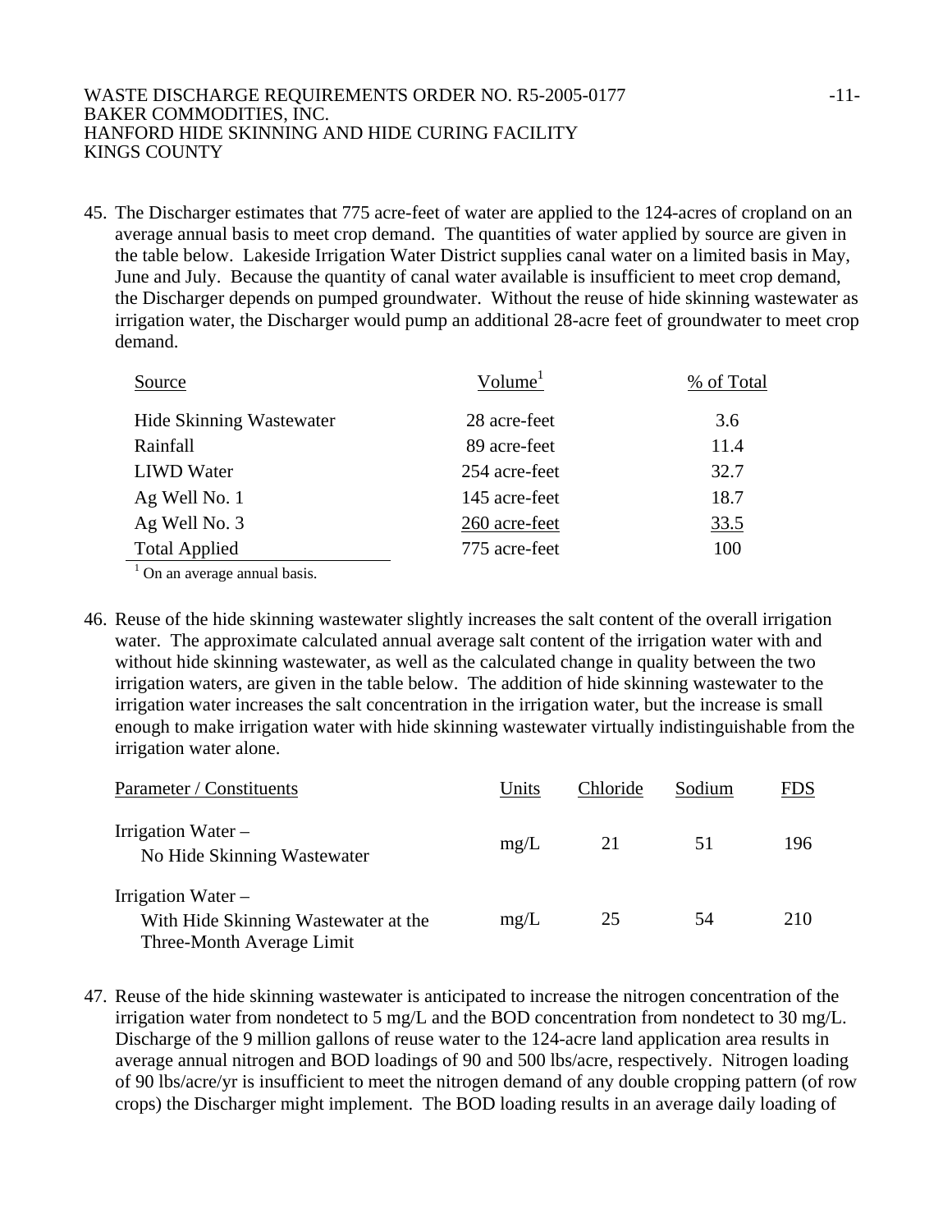45. The Discharger estimates that 775 acre-feet of water are applied to the 124-acres of cropland on an average annual basis to meet crop demand. The quantities of water applied by source are given in the table below. Lakeside Irrigation Water District supplies canal water on a limited basis in May, June and July. Because the quantity of canal water available is insufficient to meet crop demand, the Discharger depends on pumped groundwater. Without the reuse of hide skinning wastewater as irrigation water, the Discharger would pump an additional 28-acre feet of groundwater to meet crop demand.

| Source | Volume[1] | % of Total |
|---|---|---|
| Hide Skinning Wastewater | 28 acre-feet | 3.6 |
| Rainfall | 89 acre-feet | 11.4 |
| LIWD Water | 254 acre-feet | 32.7 |
| Ag Well No. 1 | 145 acre-feet | 18.7 |
| Ag Well No. 3 | 260 acre-feet | 33.5 |
| Total Applied | 775 acre-feet | 100 |

[1] On an average annual basis.

46. Reuse of the hide skinning wastewater slightly increases the salt content of the overall irrigation water. The approximate calculated annual average salt content of the irrigation water with and without hide skinning wastewater, as well as the calculated change in quality between the two irrigation waters, are given in the table below. The addition of hide skinning wastewater to the irrigation water increases the salt concentration in the irrigation water, but the increase is small enough to make irrigation water with hide skinning wastewater virtually indistinguishable from the irrigation water alone.

| Parameter / Constituents | Units | Chloride | Sodium | FDS |
|---|---|---|---|---|
| Irrigation Water – No Hide Skinning Wastewater | mg/L | 21 | 51 | 196 |
| Irrigation Water – With Hide Skinning Wastewater at the Three-Month Average Limit | mg/L | 25 | 54 | 210 |

47. Reuse of the hide skinning wastewater is anticipated to increase the nitrogen concentration of the irrigation water from nondetect to 5 mg/L and the BOD concentration from nondetect to 30 mg/L. Discharge of the 9 million gallons of reuse water to the 124-acre land application area results in average annual nitrogen and BOD loadings of 90 and 500 lbs/acre, respectively. Nitrogen loading of 90 lbs/acre/yr is insufficient to meet the nitrogen demand of any double cropping pattern (of row crops) the Discharger might implement. The BOD loading results in an average daily loading of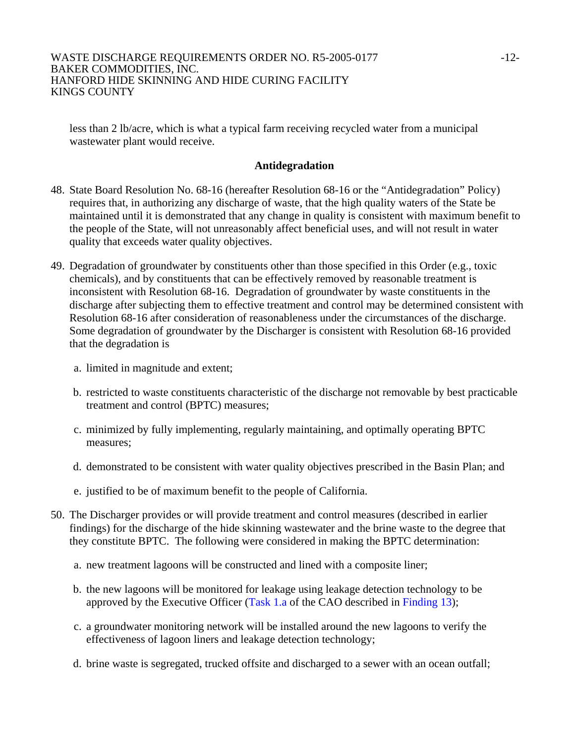less than 2 lb/acre, which is what a typical farm receiving recycled water from a municipal wastewater plant would receive.

## Antidegradation

48. State Board Resolution No. 68-16 (hereafter Resolution 68-16 or the "Antidegradation" Policy) requires that, in authorizing any discharge of waste, that the high quality waters of the State be maintained until it is demonstrated that any change in quality is consistent with maximum benefit to the people of the State, will not unreasonably affect beneficial uses, and will not result in water quality that exceeds water quality objectives.

49. Degradation of groundwater by constituents other than those specified in this Order (e.g., toxic chemicals), and by constituents that can be effectively removed by reasonable treatment is inconsistent with Resolution 68-16. Degradation of groundwater by waste constituents in the discharge after subjecting them to effective treatment and control may be determined consistent with Resolution 68-16 after consideration of reasonableness under the circumstances of the discharge. Some degradation of groundwater by the Discharger is consistent with Resolution 68-16 provided that the degradation is

    a. limited in magnitude and extent;

    b. restricted to waste constituents characteristic of the discharge not removable by best practicable treatment and control (BPTC) measures;

    c. minimized by fully implementing, regularly maintaining, and optimally operating BPTC measures;

    d. demonstrated to be consistent with water quality objectives prescribed in the Basin Plan; and

    e. justified to be of maximum benefit to the people of California.

50. The Discharger provides or will provide treatment and control measures (described in earlier findings) for the discharge of the hide skinning wastewater and the brine waste to the degree that they constitute BPTC. The following were considered in making the BPTC determination:

    a. new treatment lagoons will be constructed and lined with a composite liner;

    b. the new lagoons will be monitored for leakage using leakage detection technology to be approved by the Executive Officer (Task 1.a of the CAO described in Finding 13);

    c. a groundwater monitoring network will be installed around the new lagoons to verify the effectiveness of lagoon liners and leakage detection technology;

    d. brine waste is segregated, trucked offsite and discharged to a sewer with an ocean outfall;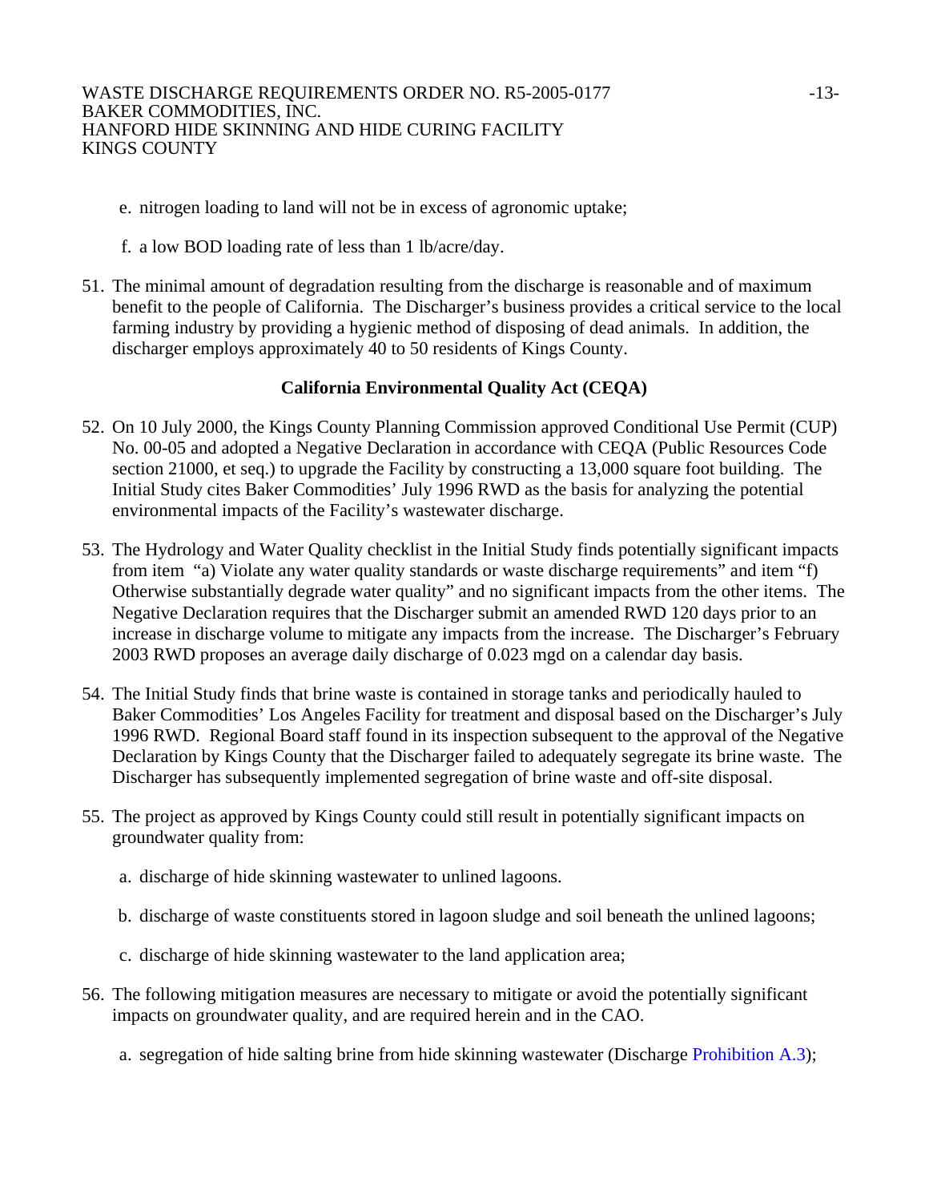e. nitrogen loading to land will not be in excess of agronomic uptake;

   f. a low BOD loading rate of less than 1 lb/acre/day.

51. The minimal amount of degradation resulting from the discharge is reasonable and of maximum benefit to the people of California. The Discharger's business provides a critical service to the local farming industry by providing a hygienic method of disposing of dead animals. In addition, the discharger employs approximately 40 to 50 residents of Kings County.

**California Environmental Quality Act (CEQA)**

52. On 10 July 2000, the Kings County Planning Commission approved Conditional Use Permit (CUP) No. 00-05 and adopted a Negative Declaration in accordance with CEQA (Public Resources Code section 21000, et seq.) to upgrade the Facility by constructing a 13,000 square foot building. The Initial Study cites Baker Commodities' July 1996 RWD as the basis for analyzing the potential environmental impacts of the Facility's wastewater discharge.

53. The Hydrology and Water Quality checklist in the Initial Study finds potentially significant impacts from item "a) Violate any water quality standards or waste discharge requirements" and item "f) Otherwise substantially degrade water quality" and no significant impacts from the other items. The Negative Declaration requires that the Discharger submit an amended RWD 120 days prior to an increase in discharge volume to mitigate any impacts from the increase. The Discharger's February 2003 RWD proposes an average daily discharge of 0.023 mgd on a calendar day basis.

54. The Initial Study finds that brine waste is contained in storage tanks and periodically hauled to Baker Commodities' Los Angeles Facility for treatment and disposal based on the Discharger's July 1996 RWD. Regional Board staff found in its inspection subsequent to the approval of the Negative Declaration by Kings County that the Discharger failed to adequately segregate its brine waste. The Discharger has subsequently implemented segregation of brine waste and off-site disposal.

55. The project as approved by Kings County could still result in potentially significant impacts on groundwater quality from:

   a. discharge of hide skinning wastewater to unlined lagoons.

   b. discharge of waste constituents stored in lagoon sludge and soil beneath the unlined lagoons;

   c. discharge of hide skinning wastewater to the land application area;

56. The following mitigation measures are necessary to mitigate or avoid the potentially significant impacts on groundwater quality, and are required herein and in the CAO.

   a. segregation of hide salting brine from hide skinning wastewater (Discharge Prohibition A.3);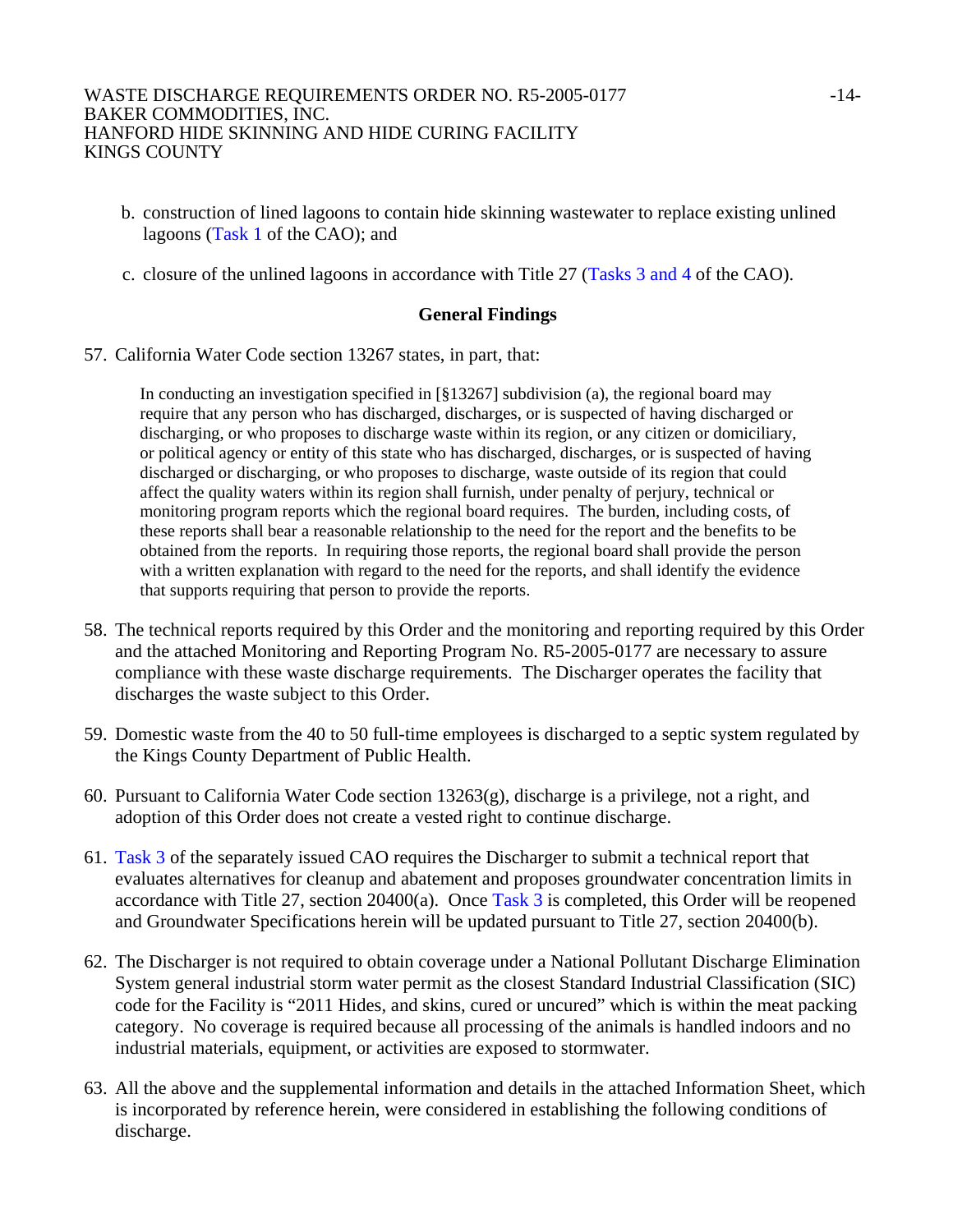b. construction of lined lagoons to contain hide skinning wastewater to replace existing unlined lagoons (Task 1 of the CAO); and

c. closure of the unlined lagoons in accordance with Title 27 (Tasks 3 and 4 of the CAO).

**General Findings**

57. California Water Code section 13267 states, in part, that:

    > In conducting an investigation specified in [§13267] subdivision (a), the regional board may require that any person who has discharged, discharges, or is suspected of having discharged or discharging, or who proposes to discharge waste within its region, or any citizen or domiciliary, or political agency or entity of this state who has discharged, discharges, or is suspected of having discharged or discharging, or who proposes to discharge, waste outside of its region that could affect the quality waters within its region shall furnish, under penalty of perjury, technical or monitoring program reports which the regional board requires. The burden, including costs, of these reports shall bear a reasonable relationship to the need for the report and the benefits to be obtained from the reports. In requiring those reports, the regional board shall provide the person with a written explanation with regard to the need for the reports, and shall identify the evidence that supports requiring that person to provide the reports.

58. The technical reports required by this Order and the monitoring and reporting required by this Order and the attached Monitoring and Reporting Program No. R5-2005-0177 are necessary to assure compliance with these waste discharge requirements. The Discharger operates the facility that discharges the waste subject to this Order.

59. Domestic waste from the 40 to 50 full-time employees is discharged to a septic system regulated by the Kings County Department of Public Health.

60. Pursuant to California Water Code section 13263(g), discharge is a privilege, not a right, and adoption of this Order does not create a vested right to continue discharge.

61. Task 3 of the separately issued CAO requires the Discharger to submit a technical report that evaluates alternatives for cleanup and abatement and proposes groundwater concentration limits in accordance with Title 27, section 20400(a). Once Task 3 is completed, this Order will be reopened and Groundwater Specifications herein will be updated pursuant to Title 27, section 20400(b).

62. The Discharger is not required to obtain coverage under a National Pollutant Discharge Elimination System general industrial storm water permit as the closest Standard Industrial Classification (SIC) code for the Facility is "2011 Hides, and skins, cured or uncured" which is within the meat packing category. No coverage is required because all processing of the animals is handled indoors and no industrial materials, equipment, or activities are exposed to stormwater.

63. All the above and the supplemental information and details in the attached Information Sheet, which is incorporated by reference herein, were considered in establishing the following conditions of discharge.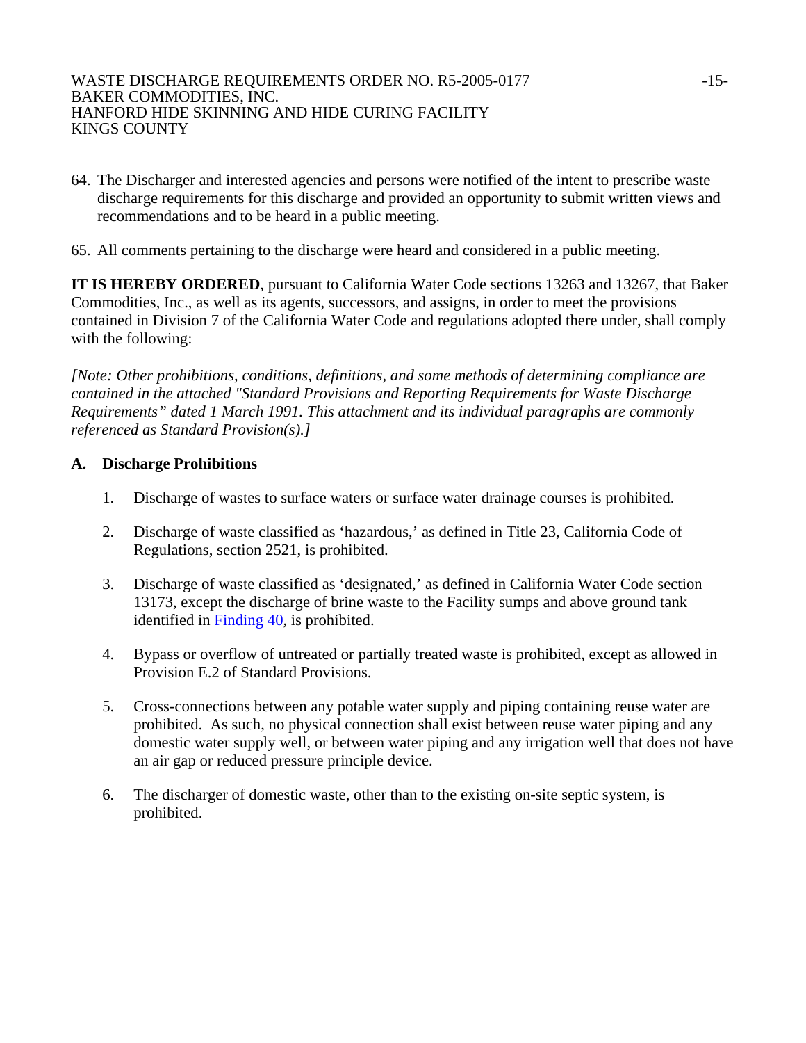64. The Discharger and interested agencies and persons were notified of the intent to prescribe waste discharge requirements for this discharge and provided an opportunity to submit written views and recommendations and to be heard in a public meeting.

65. All comments pertaining to the discharge were heard and considered in a public meeting.

**IT IS HEREBY ORDERED**, pursuant to California Water Code sections 13263 and 13267, that Baker Commodities, Inc., as well as its agents, successors, and assigns, in order to meet the provisions contained in Division 7 of the California Water Code and regulations adopted there under, shall comply with the following:

*[Note: Other prohibitions, conditions, definitions, and some methods of determining compliance are contained in the attached "Standard Provisions and Reporting Requirements for Waste Discharge Requirements" dated 1 March 1991. This attachment and its individual paragraphs are commonly referenced as Standard Provision(s).]*

## A. Discharge Prohibitions

1. Discharge of wastes to surface waters or surface water drainage courses is prohibited.

2. Discharge of waste classified as 'hazardous,' as defined in Title 23, California Code of Regulations, section 2521, is prohibited.

3. Discharge of waste classified as 'designated,' as defined in California Water Code section 13173, except the discharge of brine waste to the Facility sumps and above ground tank identified in Finding 40, is prohibited.

4. Bypass or overflow of untreated or partially treated waste is prohibited, except as allowed in Provision E.2 of Standard Provisions.

5. Cross-connections between any potable water supply and piping containing reuse water are prohibited. As such, no physical connection shall exist between reuse water piping and any domestic water supply well, or between water piping and any irrigation well that does not have an air gap or reduced pressure principle device.

6. The discharger of domestic waste, other than to the existing on-site septic system, is prohibited.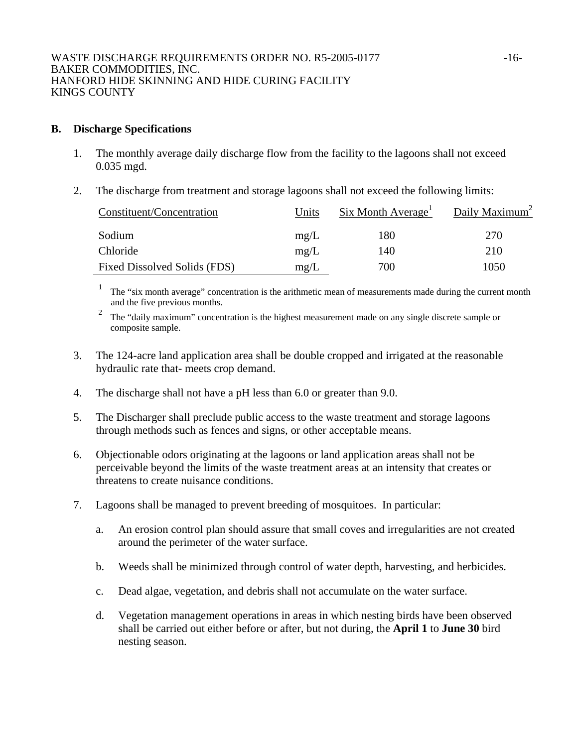## B. Discharge Specifications

1. The monthly average daily discharge flow from the facility to the lagoons shall not exceed 0.035 mgd.

2. The discharge from treatment and storage lagoons shall not exceed the following limits:

| Constituent/Concentration | Units | Six Month Average[1] | Daily Maximum[2] |
|---|---|---|---|
| Sodium | mg/L | 180 | 270 |
| Chloride | mg/L | 140 | 210 |
| Fixed Dissolved Solids (FDS) | mg/L | 700 | 1050 |

[1] The "six month average" concentration is the arithmetic mean of measurements made during the current month and the five previous months.

[2] The "daily maximum" concentration is the highest measurement made on any single discrete sample or composite sample.

3. The 124-acre land application area shall be double cropped and irrigated at the reasonable hydraulic rate that- meets crop demand.

4. The discharge shall not have a pH less than 6.0 or greater than 9.0.

5. The Discharger shall preclude public access to the waste treatment and storage lagoons through methods such as fences and signs, or other acceptable means.

6. Objectionable odors originating at the lagoons or land application areas shall not be perceivable beyond the limits of the waste treatment areas at an intensity that creates or threatens to create nuisance conditions.

7. Lagoons shall be managed to prevent breeding of mosquitoes. In particular:

   a. An erosion control plan should assure that small coves and irregularities are not created around the perimeter of the water surface.

   b. Weeds shall be minimized through control of water depth, harvesting, and herbicides.

   c. Dead algae, vegetation, and debris shall not accumulate on the water surface.

   d. Vegetation management operations in areas in which nesting birds have been observed shall be carried out either before or after, but not during, the **April 1** to **June 30** bird nesting season.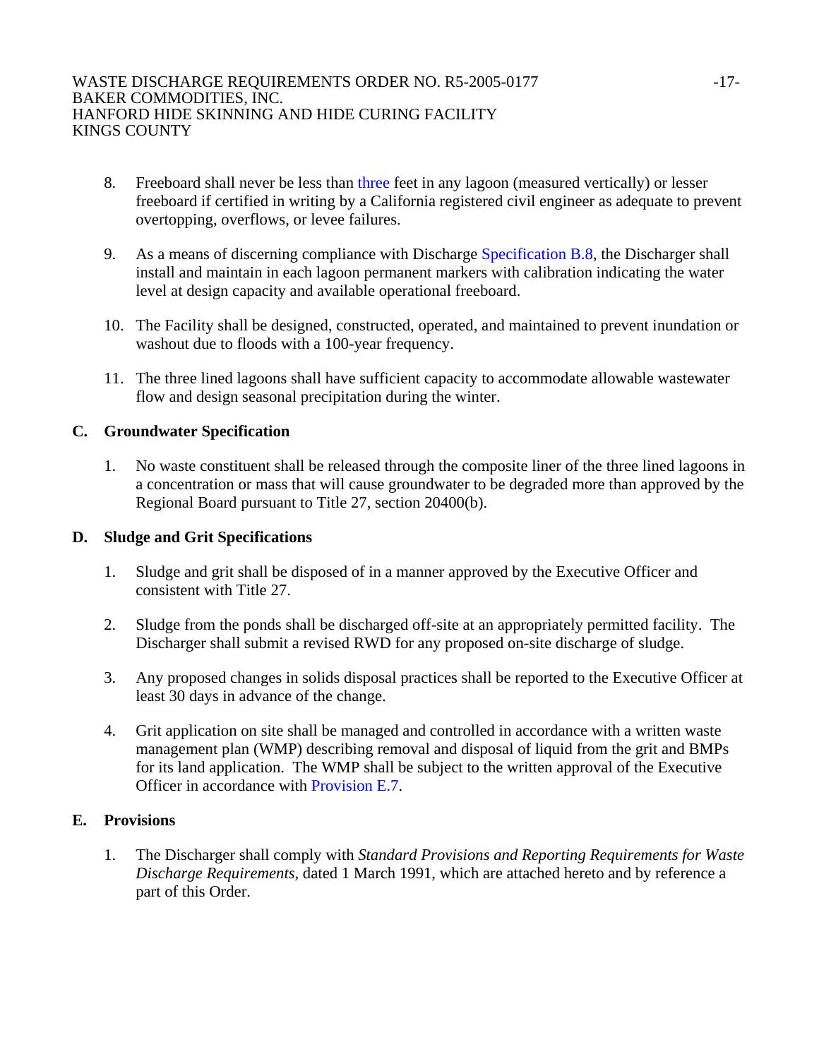8. Freeboard shall never be less than three feet in any lagoon (measured vertically) or lesser freeboard if certified in writing by a California registered civil engineer as adequate to prevent overtopping, overflows, or levee failures.

9. As a means of discerning compliance with Discharge Specification B.8, the Discharger shall install and maintain in each lagoon permanent markers with calibration indicating the water level at design capacity and available operational freeboard.

10. The Facility shall be designed, constructed, operated, and maintained to prevent inundation or washout due to floods with a 100-year frequency.

11. The three lined lagoons shall have sufficient capacity to accommodate allowable wastewater flow and design seasonal precipitation during the winter.

## C. Groundwater Specification

1. No waste constituent shall be released through the composite liner of the three lined lagoons in a concentration or mass that will cause groundwater to be degraded more than approved by the Regional Board pursuant to Title 27, section 20400(b).

## D. Sludge and Grit Specifications

1. Sludge and grit shall be disposed of in a manner approved by the Executive Officer and consistent with Title 27.

2. Sludge from the ponds shall be discharged off-site at an appropriately permitted facility. The Discharger shall submit a revised RWD for any proposed on-site discharge of sludge.

3. Any proposed changes in solids disposal practices shall be reported to the Executive Officer at least 30 days in advance of the change.

4. Grit application on site shall be managed and controlled in accordance with a written waste management plan (WMP) describing removal and disposal of liquid from the grit and BMPs for its land application. The WMP shall be subject to the written approval of the Executive Officer in accordance with Provision E.7.

## E. Provisions

1. The Discharger shall comply with *Standard Provisions and Reporting Requirements for Waste Discharge Requirements*, dated 1 March 1991, which are attached hereto and by reference a part of this Order.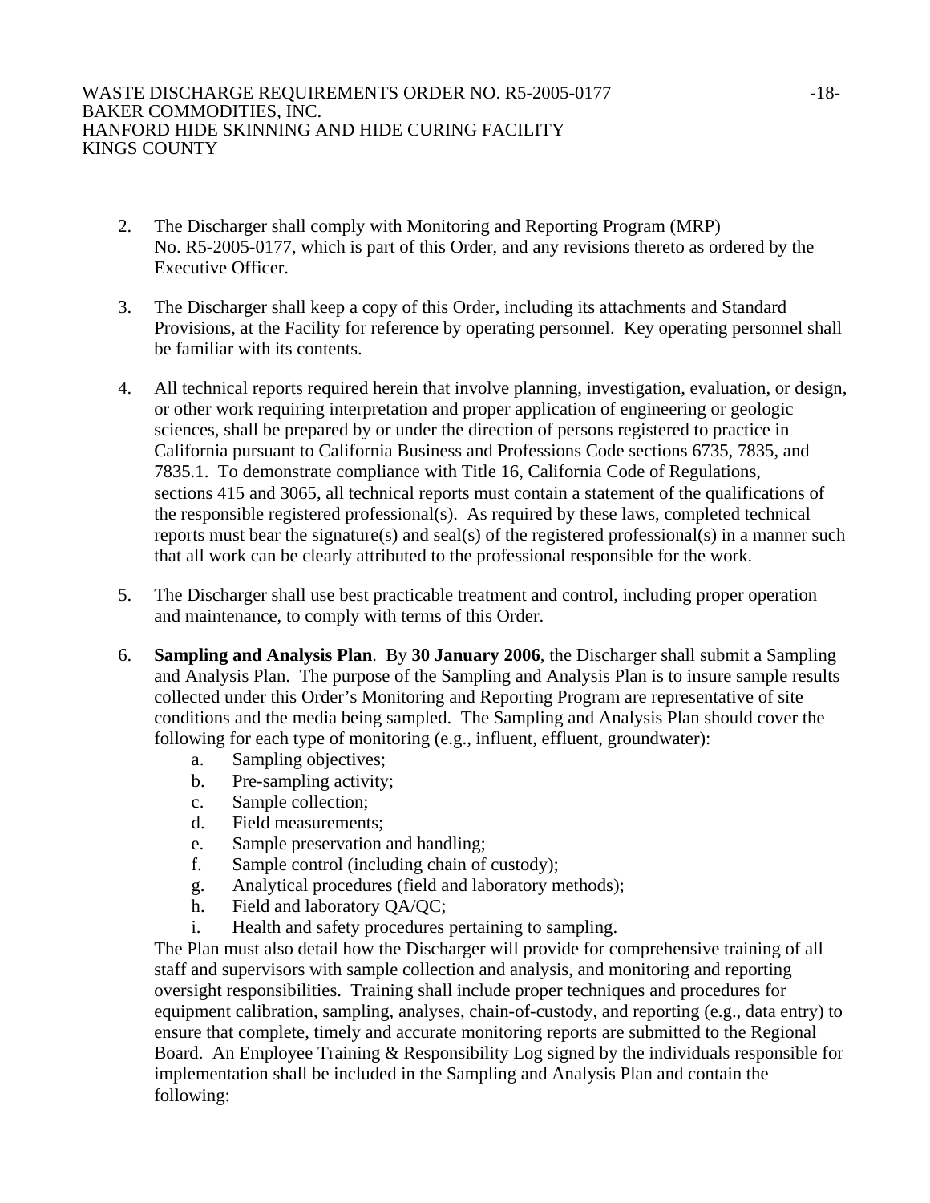2. The Discharger shall comply with Monitoring and Reporting Program (MRP) No. R5-2005-0177, which is part of this Order, and any revisions thereto as ordered by the Executive Officer.

3. The Discharger shall keep a copy of this Order, including its attachments and Standard Provisions, at the Facility for reference by operating personnel. Key operating personnel shall be familiar with its contents.

4. All technical reports required herein that involve planning, investigation, evaluation, or design, or other work requiring interpretation and proper application of engineering or geologic sciences, shall be prepared by or under the direction of persons registered to practice in California pursuant to California Business and Professions Code sections 6735, 7835, and 7835.1. To demonstrate compliance with Title 16, California Code of Regulations, sections 415 and 3065, all technical reports must contain a statement of the qualifications of the responsible registered professional(s). As required by these laws, completed technical reports must bear the signature(s) and seal(s) of the registered professional(s) in a manner such that all work can be clearly attributed to the professional responsible for the work.

5. The Discharger shall use best practicable treatment and control, including proper operation and maintenance, to comply with terms of this Order.

6. **Sampling and Analysis Plan**. By **30 January 2006**, the Discharger shall submit a Sampling and Analysis Plan. The purpose of the Sampling and Analysis Plan is to insure sample results collected under this Order's Monitoring and Reporting Program are representative of site conditions and the media being sampled. The Sampling and Analysis Plan should cover the following for each type of monitoring (e.g., influent, effluent, groundwater):
   a. Sampling objectives;
   b. Pre-sampling activity;
   c. Sample collection;
   d. Field measurements;
   e. Sample preservation and handling;
   f. Sample control (including chain of custody);
   g. Analytical procedures (field and laboratory methods);
   h. Field and laboratory QA/QC;
   i. Health and safety procedures pertaining to sampling.

   The Plan must also detail how the Discharger will provide for comprehensive training of all staff and supervisors with sample collection and analysis, and monitoring and reporting oversight responsibilities. Training shall include proper techniques and procedures for equipment calibration, sampling, analyses, chain-of-custody, and reporting (e.g., data entry) to ensure that complete, timely and accurate monitoring reports are submitted to the Regional Board. An Employee Training & Responsibility Log signed by the individuals responsible for implementation shall be included in the Sampling and Analysis Plan and contain the following: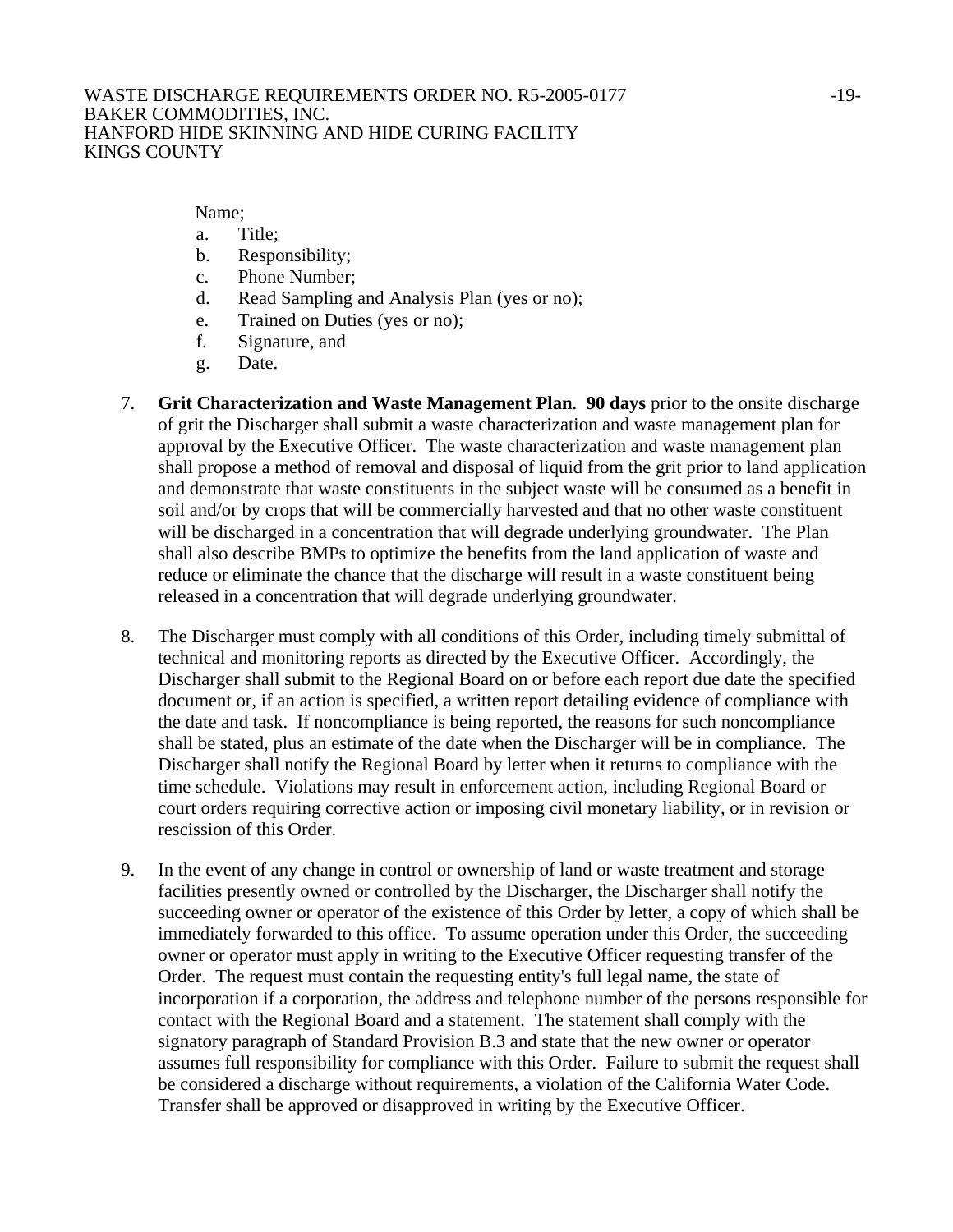Name;

a. Title;
b. Responsibility;
c. Phone Number;
d. Read Sampling and Analysis Plan (yes or no);
e. Trained on Duties (yes or no);
f. Signature, and
g. Date.

7. **Grit Characterization and Waste Management Plan**. **90 days** prior to the onsite discharge of grit the Discharger shall submit a waste characterization and waste management plan for approval by the Executive Officer. The waste characterization and waste management plan shall propose a method of removal and disposal of liquid from the grit prior to land application and demonstrate that waste constituents in the subject waste will be consumed as a benefit in soil and/or by crops that will be commercially harvested and that no other waste constituent will be discharged in a concentration that will degrade underlying groundwater. The Plan shall also describe BMPs to optimize the benefits from the land application of waste and reduce or eliminate the chance that the discharge will result in a waste constituent being released in a concentration that will degrade underlying groundwater.

8. The Discharger must comply with all conditions of this Order, including timely submittal of technical and monitoring reports as directed by the Executive Officer. Accordingly, the Discharger shall submit to the Regional Board on or before each report due date the specified document or, if an action is specified, a written report detailing evidence of compliance with the date and task. If noncompliance is being reported, the reasons for such noncompliance shall be stated, plus an estimate of the date when the Discharger will be in compliance. The Discharger shall notify the Regional Board by letter when it returns to compliance with the time schedule. Violations may result in enforcement action, including Regional Board or court orders requiring corrective action or imposing civil monetary liability, or in revision or rescission of this Order.

9. In the event of any change in control or ownership of land or waste treatment and storage facilities presently owned or controlled by the Discharger, the Discharger shall notify the succeeding owner or operator of the existence of this Order by letter, a copy of which shall be immediately forwarded to this office. To assume operation under this Order, the succeeding owner or operator must apply in writing to the Executive Officer requesting transfer of the Order. The request must contain the requesting entity's full legal name, the state of incorporation if a corporation, the address and telephone number of the persons responsible for contact with the Regional Board and a statement. The statement shall comply with the signatory paragraph of Standard Provision B.3 and state that the new owner or operator assumes full responsibility for compliance with this Order. Failure to submit the request shall be considered a discharge without requirements, a violation of the California Water Code. Transfer shall be approved or disapproved in writing by the Executive Officer.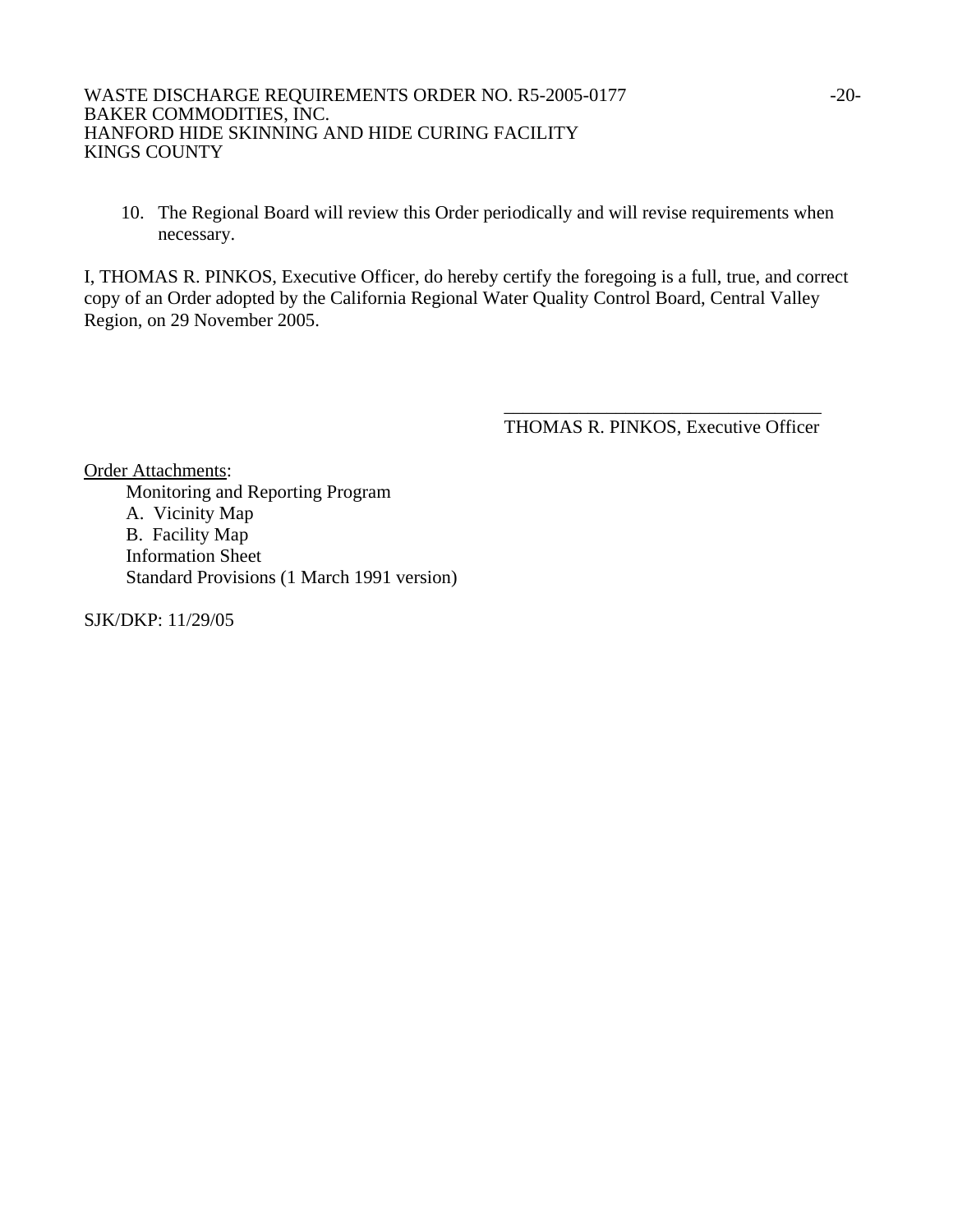10. The Regional Board will review this Order periodically and will revise requirements when necessary.

I, THOMAS R. PINKOS, Executive Officer, do hereby certify the foregoing is a full, true, and correct copy of an Order adopted by the California Regional Water Quality Control Board, Central Valley Region, on 29 November 2005.

\_\_\_\_\_\_\_\_\_\_\_\_\_\_\_\_\_\_\_\_\_\_\_\_\_\_\_\_\_\_\_\_\_\_
THOMAS R. PINKOS, Executive Officer

Order Attachments:

Monitoring and Reporting Program
A. Vicinity Map
B. Facility Map
Information Sheet
Standard Provisions (1 March 1991 version)

SJK/DKP: 11/29/05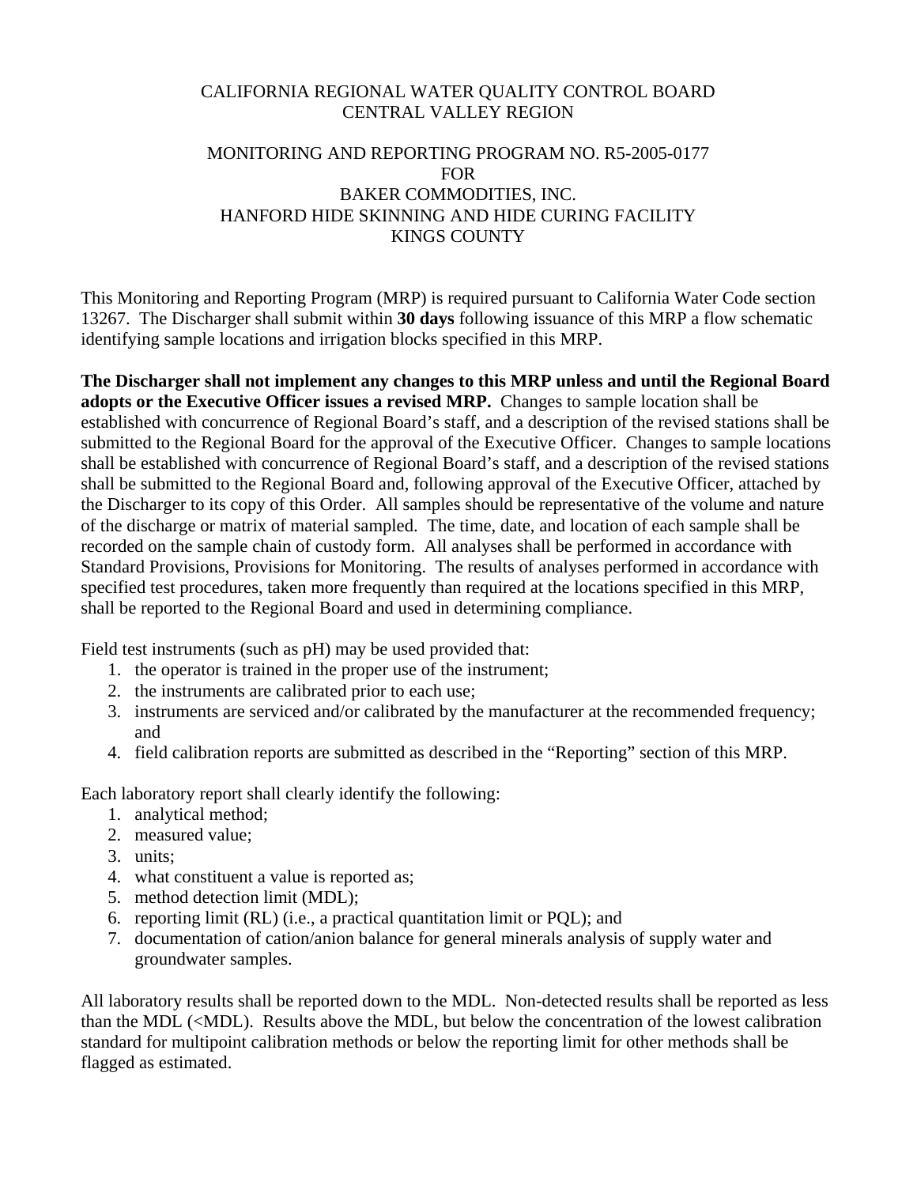CALIFORNIA REGIONAL WATER QUALITY CONTROL BOARD
CENTRAL VALLEY REGION

MONITORING AND REPORTING PROGRAM NO. R5-2005-0177
FOR
BAKER COMMODITIES, INC.
HANFORD HIDE SKINNING AND HIDE CURING FACILITY
KINGS COUNTY

This Monitoring and Reporting Program (MRP) is required pursuant to California Water Code section 13267. The Discharger shall submit within **30 days** following issuance of this MRP a flow schematic identifying sample locations and irrigation blocks specified in this MRP.

**The Discharger shall not implement any changes to this MRP unless and until the Regional Board adopts or the Executive Officer issues a revised MRP.** Changes to sample location shall be established with concurrence of Regional Board's staff, and a description of the revised stations shall be submitted to the Regional Board for the approval of the Executive Officer. Changes to sample locations shall be established with concurrence of Regional Board's staff, and a description of the revised stations shall be submitted to the Regional Board and, following approval of the Executive Officer, attached by the Discharger to its copy of this Order. All samples should be representative of the volume and nature of the discharge or matrix of material sampled. The time, date, and location of each sample shall be recorded on the sample chain of custody form. All analyses shall be performed in accordance with Standard Provisions, Provisions for Monitoring. The results of analyses performed in accordance with specified test procedures, taken more frequently than required at the locations specified in this MRP, shall be reported to the Regional Board and used in determining compliance.

Field test instruments (such as pH) may be used provided that:

1. the operator is trained in the proper use of the instrument;
2. the instruments are calibrated prior to each use;
3. instruments are serviced and/or calibrated by the manufacturer at the recommended frequency; and
4. field calibration reports are submitted as described in the "Reporting" section of this MRP.

Each laboratory report shall clearly identify the following:

1. analytical method;
2. measured value;
3. units;
4. what constituent a value is reported as;
5. method detection limit (MDL);
6. reporting limit (RL) (i.e., a practical quantitation limit or PQL); and
7. documentation of cation/anion balance for general minerals analysis of supply water and groundwater samples.

All laboratory results shall be reported down to the MDL. Non-detected results shall be reported as less than the MDL (<MDL). Results above the MDL, but below the concentration of the lowest calibration standard for multipoint calibration methods or below the reporting limit for other methods shall be flagged as estimated.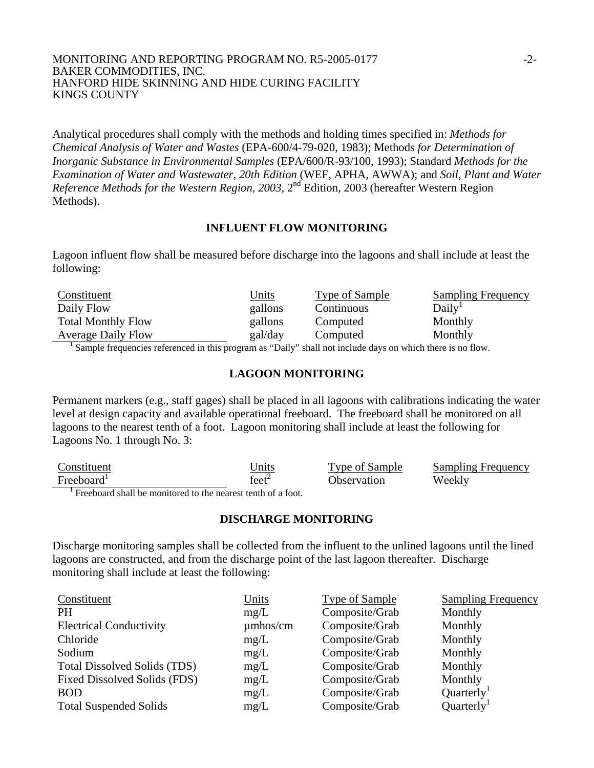Analytical procedures shall comply with the methods and holding times specified in: *Methods for Chemical Analysis of Water and Wastes* (EPA-600/4-79-020, 1983); Methods *for Determination of Inorganic Substance in Environmental Samples* (EPA/600/R-93/100, 1993); Standard *Methods for the Examination of Water and Wastewater, 20th Edition* (WEF, APHA, AWWA); and *Soil, Plant and Water Reference Methods for the Western Region, 2003*, 2nd Edition, 2003 (hereafter Western Region Methods).

## INFLUENT FLOW MONITORING

Lagoon influent flow shall be measured before discharge into the lagoons and shall include at least the following:

| Constituent | Units | Type of Sample | Sampling Frequency |
|---|---|---|---|
| Daily Flow | gallons | Continuous | Daily[1] |
| Total Monthly Flow | gallons | Computed | Monthly |
| Average Daily Flow | gal/day | Computed | Monthly |

[1] Sample frequencies referenced in this program as "Daily" shall not include days on which there is no flow.

## LAGOON MONITORING

Permanent markers (e.g., staff gages) shall be placed in all lagoons with calibrations indicating the water level at design capacity and available operational freeboard. The freeboard shall be monitored on all lagoons to the nearest tenth of a foot. Lagoon monitoring shall include at least the following for Lagoons No. 1 through No. 3:

| Constituent | Units | Type of Sample | Sampling Frequency |
|---|---|---|---|
| Freeboard[1] | $feet^2$ | Observation | Weekly |

[1] Freeboard shall be monitored to the nearest tenth of a foot.

## DISCHARGE MONITORING

Discharge monitoring samples shall be collected from the influent to the unlined lagoons until the lined lagoons are constructed, and from the discharge point of the last lagoon thereafter. Discharge monitoring shall include at least the following:

| Constituent | Units | Type of Sample | Sampling Frequency |
|---|---|---|---|
| PH | mg/L | Composite/Grab | Monthly |
| Electrical Conductivity | µmhos/cm | Composite/Grab | Monthly |
| Chloride | mg/L | Composite/Grab | Monthly |
| Sodium | mg/L | Composite/Grab | Monthly |
| Total Dissolved Solids (TDS) | mg/L | Composite/Grab | Monthly |
| Fixed Dissolved Solids (FDS) | mg/L | Composite/Grab | Monthly |
| BOD | mg/L | Composite/Grab | Quarterly[1] |
| Total Suspended Solids | mg/L | Composite/Grab | Quarterly[1] |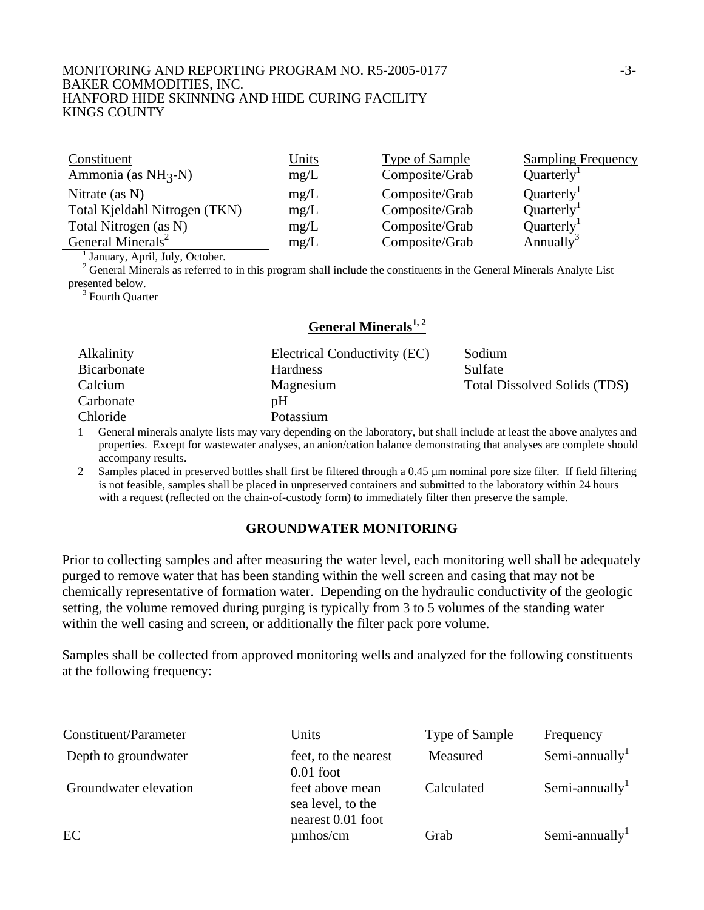| Constituent | Units | Type of Sample | Sampling Frequency |
|---|---|---|---|
| Ammonia (as $NH_3$-N) | mg/L | Composite/Grab | Quarterly[1] |
| Nitrate (as N) | mg/L | Composite/Grab | Quarterly[1] |
| Total Kjeldahl Nitrogen (TKN) | mg/L | Composite/Grab | Quarterly[1] |
| Total Nitrogen (as N) | mg/L | Composite/Grab | Quarterly[1] |
| General Minerals[2] | mg/L | Composite/Grab | Annually[3] |

[1] January, April, July, October.

[2] General Minerals as referred to in this program shall include the constituents in the General Minerals Analyte List presented below.

[3] Fourth Quarter

**General Minerals[1, 2]**

| | | |
|---|---|---|
| Alkalinity | Electrical Conductivity (EC) | Sodium |
| Bicarbonate | Hardness | Sulfate |
| Calcium | Magnesium | Total Dissolved Solids (TDS) |
| Carbonate | pH | |
| Chloride | Potassium | |

1 General minerals analyte lists may vary depending on the laboratory, but shall include at least the above analytes and properties. Except for wastewater analyses, an anion/cation balance demonstrating that analyses are complete should accompany results.

2 Samples placed in preserved bottles shall first be filtered through a 0.45 µm nominal pore size filter. If field filtering is not feasible, samples shall be placed in unpreserved containers and submitted to the laboratory within 24 hours with a request (reflected on the chain-of-custody form) to immediately filter then preserve the sample.

## GROUNDWATER MONITORING

Prior to collecting samples and after measuring the water level, each monitoring well shall be adequately purged to remove water that has been standing within the well screen and casing that may not be chemically representative of formation water. Depending on the hydraulic conductivity of the geologic setting, the volume removed during purging is typically from 3 to 5 volumes of the standing water within the well casing and screen, or additionally the filter pack pore volume.

Samples shall be collected from approved monitoring wells and analyzed for the following constituents at the following frequency:

| Constituent/Parameter | Units | Type of Sample | Frequency |
|---|---|---|---|
| Depth to groundwater | feet, to the nearest 0.01 foot | Measured | Semi-annually[1] |
| Groundwater elevation | feet above mean sea level, to the nearest 0.01 foot | Calculated | Semi-annually[1] |
| EC | µmhos/cm | Grab | Semi-annually[1] |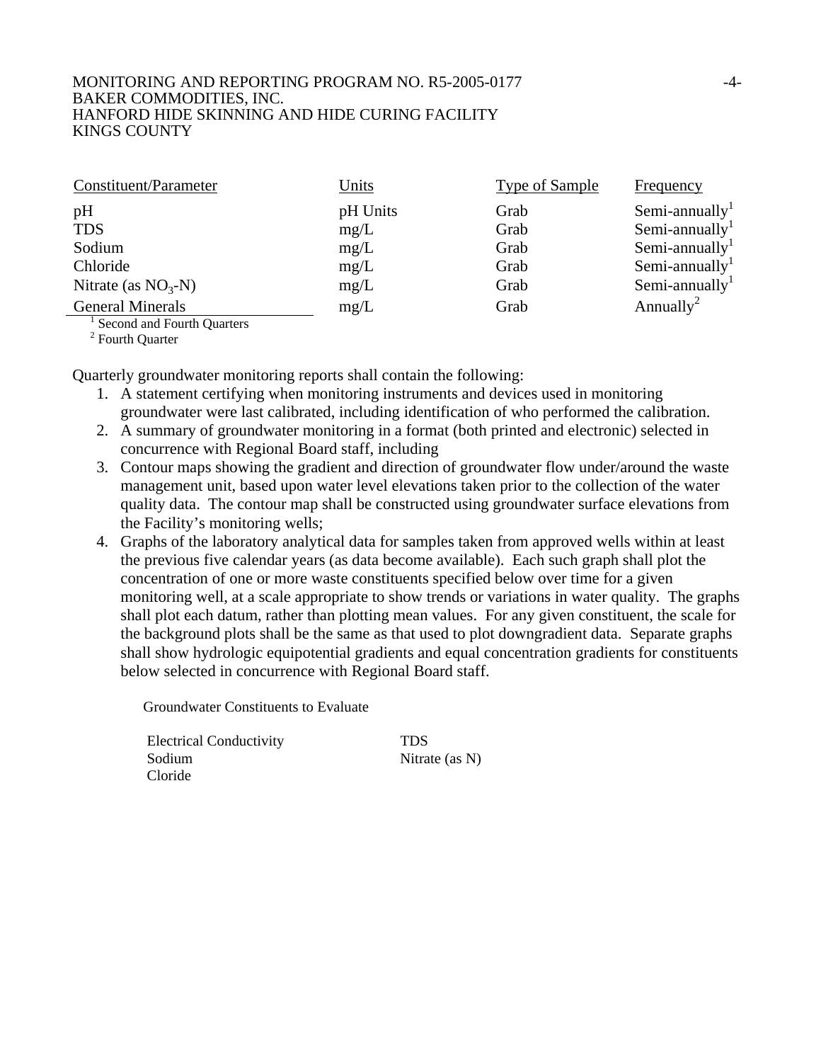| Constituent/Parameter | Units | Type of Sample | Frequency |
|---|---|---|---|
| pH | pH Units | Grab | Semi-annually[1] |
| TDS | mg/L | Grab | Semi-annually[1] |
| Sodium | mg/L | Grab | Semi-annually[1] |
| Chloride | mg/L | Grab | Semi-annually[1] |
| Nitrate (as $NO_3$-N) | mg/L | Grab | Semi-annually[1] |
| General Minerals | mg/L | Grab | Annually[2] |

[1] Second and Fourth Quarters
[2] Fourth Quarter

Quarterly groundwater monitoring reports shall contain the following:

1. A statement certifying when monitoring instruments and devices used in monitoring groundwater were last calibrated, including identification of who performed the calibration.
2. A summary of groundwater monitoring in a format (both printed and electronic) selected in concurrence with Regional Board staff, including
3. Contour maps showing the gradient and direction of groundwater flow under/around the waste management unit, based upon water level elevations taken prior to the collection of the water quality data. The contour map shall be constructed using groundwater surface elevations from the Facility's monitoring wells;
4. Graphs of the laboratory analytical data for samples taken from approved wells within at least the previous five calendar years (as data become available). Each such graph shall plot the concentration of one or more waste constituents specified below over time for a given monitoring well, at a scale appropriate to show trends or variations in water quality. The graphs shall plot each datum, rather than plotting mean values. For any given constituent, the scale for the background plots shall be the same as that used to plot downgradient data. Separate graphs shall show hydrologic equipotential gradients and equal concentration gradients for constituents below selected in concurrence with Regional Board staff.

Groundwater Constituents to Evaluate

| | |
|---|---|
| Electrical Conductivity | TDS |
| Sodium | Nitrate (as N) |
| Cloride | |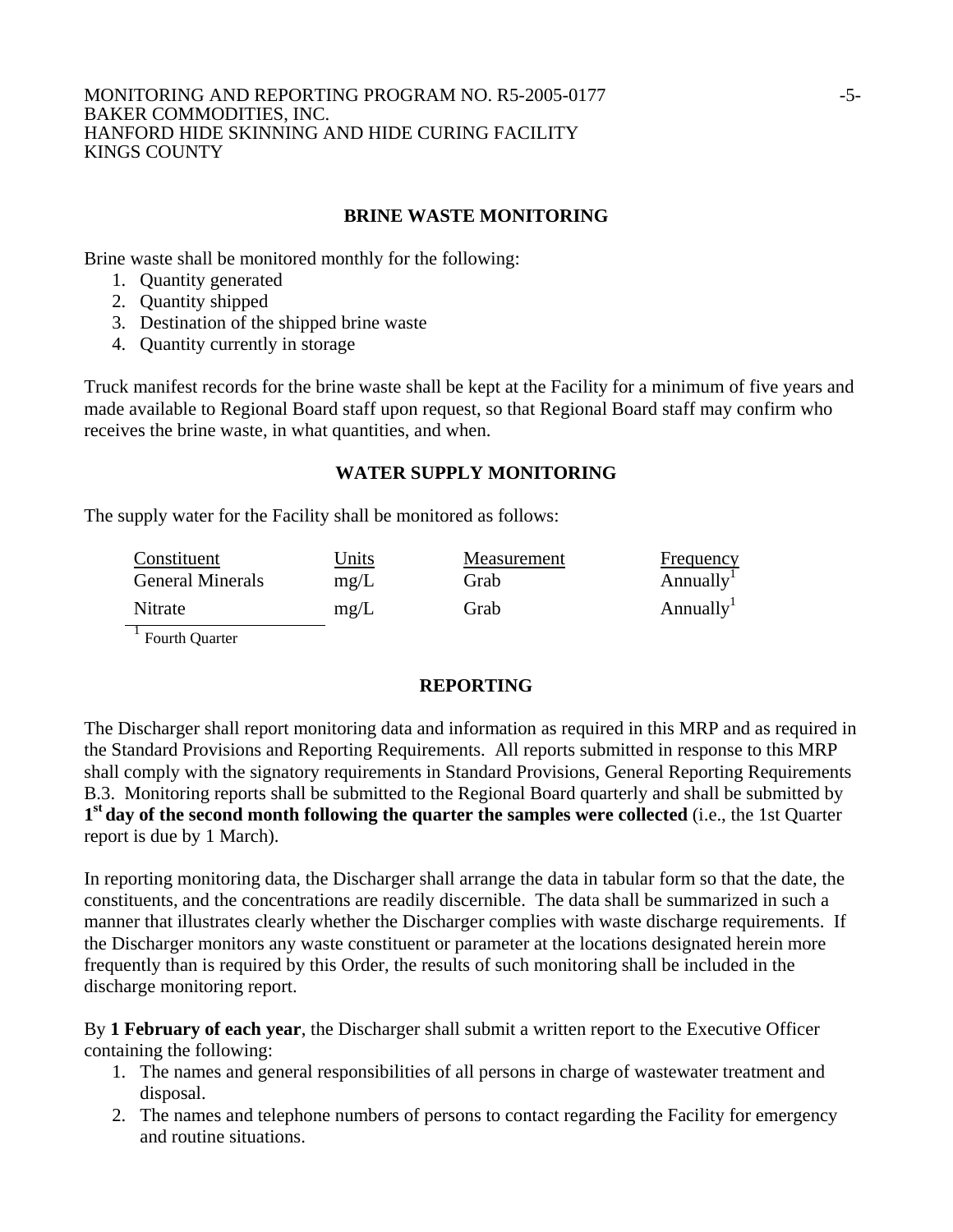## BRINE WASTE MONITORING

Brine waste shall be monitored monthly for the following:

1. Quantity generated
2. Quantity shipped
3. Destination of the shipped brine waste
4. Quantity currently in storage

Truck manifest records for the brine waste shall be kept at the Facility for a minimum of five years and made available to Regional Board staff upon request, so that Regional Board staff may confirm who receives the brine waste, in what quantities, and when.

## WATER SUPPLY MONITORING

The supply water for the Facility shall be monitored as follows:

| Constituent | Units | Measurement | Frequency |
|---|---|---|---|
| General Minerals | mg/L | Grab | Annually[1] |
| Nitrate | mg/L | Grab | Annually[1] |

[1] Fourth Quarter

## REPORTING

The Discharger shall report monitoring data and information as required in this MRP and as required in the Standard Provisions and Reporting Requirements. All reports submitted in response to this MRP shall comply with the signatory requirements in Standard Provisions, General Reporting Requirements B.3. Monitoring reports shall be submitted to the Regional Board quarterly and shall be submitted by **1st day of the second month following the quarter the samples were collected** (i.e., the 1st Quarter report is due by 1 March).

In reporting monitoring data, the Discharger shall arrange the data in tabular form so that the date, the constituents, and the concentrations are readily discernible. The data shall be summarized in such a manner that illustrates clearly whether the Discharger complies with waste discharge requirements. If the Discharger monitors any waste constituent or parameter at the locations designated herein more frequently than is required by this Order, the results of such monitoring shall be included in the discharge monitoring report.

By **1 February of each year**, the Discharger shall submit a written report to the Executive Officer containing the following:

1. The names and general responsibilities of all persons in charge of wastewater treatment and disposal.
2. The names and telephone numbers of persons to contact regarding the Facility for emergency and routine situations.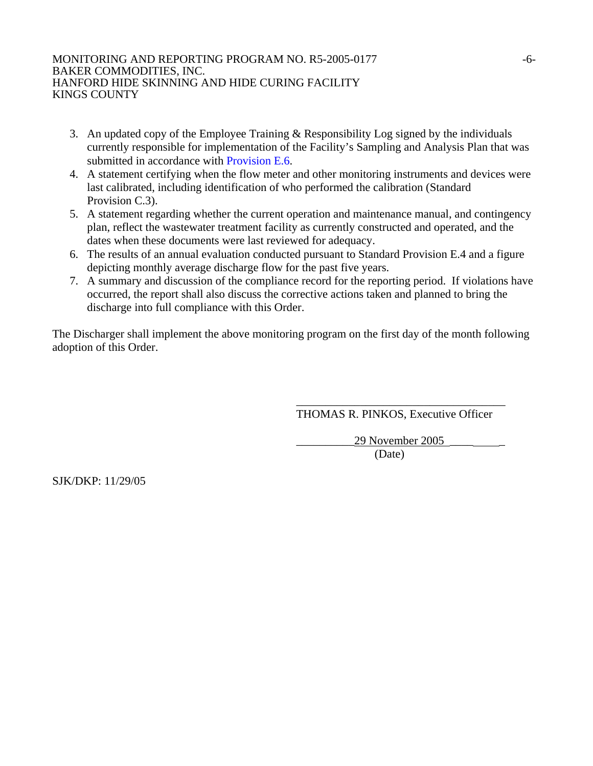3. An updated copy of the Employee Training & Responsibility Log signed by the individuals currently responsible for implementation of the Facility's Sampling and Analysis Plan that was submitted in accordance with Provision E.6.
4. A statement certifying when the flow meter and other monitoring instruments and devices were last calibrated, including identification of who performed the calibration (Standard Provision C.3).
5. A statement regarding whether the current operation and maintenance manual, and contingency plan, reflect the wastewater treatment facility as currently constructed and operated, and the dates when these documents were last reviewed for adequacy.
6. The results of an annual evaluation conducted pursuant to Standard Provision E.4 and a figure depicting monthly average discharge flow for the past five years.
7. A summary and discussion of the compliance record for the reporting period. If violations have occurred, the report shall also discuss the corrective actions taken and planned to bring the discharge into full compliance with this Order.

The Discharger shall implement the above monitoring program on the first day of the month following adoption of this Order.

_____________________________________
THOMAS R. PINKOS, Executive Officer

29 November 2005
(Date)

SJK/DKP: 11/29/05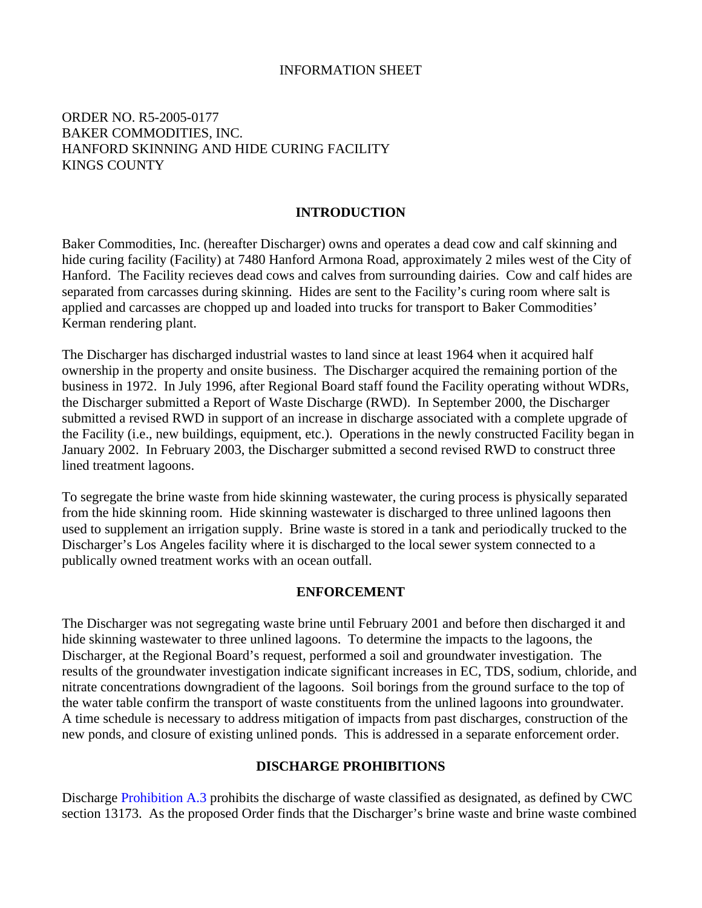INFORMATION SHEET

ORDER NO. R5-2005-0177
BAKER COMMODITIES, INC.
HANFORD SKINNING AND HIDE CURING FACILITY
KINGS COUNTY

## INTRODUCTION

Baker Commodities, Inc. (hereafter Discharger) owns and operates a dead cow and calf skinning and hide curing facility (Facility) at 7480 Hanford Armona Road, approximately 2 miles west of the City of Hanford. The Facility recieves dead cows and calves from surrounding dairies. Cow and calf hides are separated from carcasses during skinning. Hides are sent to the Facility's curing room where salt is applied and carcasses are chopped up and loaded into trucks for transport to Baker Commodities' Kerman rendering plant.

The Discharger has discharged industrial wastes to land since at least 1964 when it acquired half ownership in the property and onsite business. The Discharger acquired the remaining portion of the business in 1972. In July 1996, after Regional Board staff found the Facility operating without WDRs, the Discharger submitted a Report of Waste Discharge (RWD). In September 2000, the Discharger submitted a revised RWD in support of an increase in discharge associated with a complete upgrade of the Facility (i.e., new buildings, equipment, etc.). Operations in the newly constructed Facility began in January 2002. In February 2003, the Discharger submitted a second revised RWD to construct three lined treatment lagoons.

To segregate the brine waste from hide skinning wastewater, the curing process is physically separated from the hide skinning room. Hide skinning wastewater is discharged to three unlined lagoons then used to supplement an irrigation supply. Brine waste is stored in a tank and periodically trucked to the Discharger's Los Angeles facility where it is discharged to the local sewer system connected to a publically owned treatment works with an ocean outfall.

## ENFORCEMENT

The Discharger was not segregating waste brine until February 2001 and before then discharged it and hide skinning wastewater to three unlined lagoons. To determine the impacts to the lagoons, the Discharger, at the Regional Board's request, performed a soil and groundwater investigation. The results of the groundwater investigation indicate significant increases in EC, TDS, sodium, chloride, and nitrate concentrations downgradient of the lagoons. Soil borings from the ground surface to the top of the water table confirm the transport of waste constituents from the unlined lagoons into groundwater. A time schedule is necessary to address mitigation of impacts from past discharges, construction of the new ponds, and closure of existing unlined ponds. This is addressed in a separate enforcement order.

## DISCHARGE PROHIBITIONS

Discharge Prohibition A.3 prohibits the discharge of waste classified as designated, as defined by CWC section 13173. As the proposed Order finds that the Discharger's brine waste and brine waste combined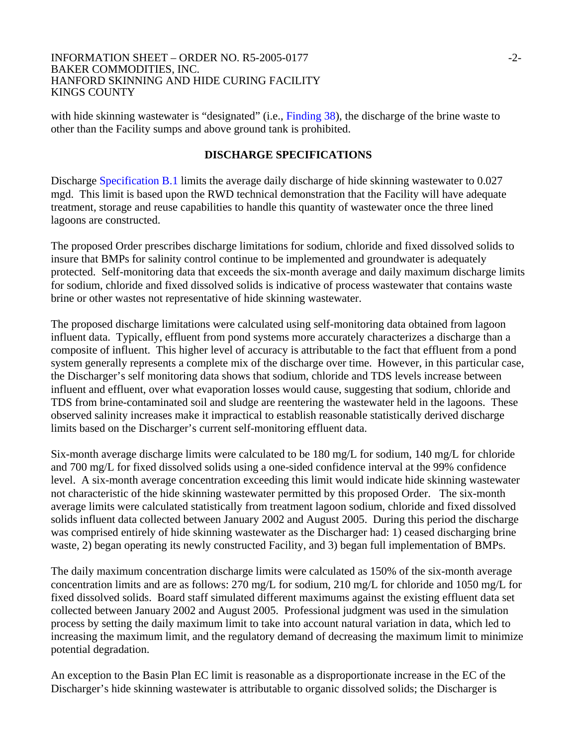with hide skinning wastewater is "designated" (i.e., Finding 38), the discharge of the brine waste to other than the Facility sumps and above ground tank is prohibited.

## DISCHARGE SPECIFICATIONS

Discharge Specification B.1 limits the average daily discharge of hide skinning wastewater to 0.027 mgd. This limit is based upon the RWD technical demonstration that the Facility will have adequate treatment, storage and reuse capabilities to handle this quantity of wastewater once the three lined lagoons are constructed.

The proposed Order prescribes discharge limitations for sodium, chloride and fixed dissolved solids to insure that BMPs for salinity control continue to be implemented and groundwater is adequately protected. Self-monitoring data that exceeds the six-month average and daily maximum discharge limits for sodium, chloride and fixed dissolved solids is indicative of process wastewater that contains waste brine or other wastes not representative of hide skinning wastewater.

The proposed discharge limitations were calculated using self-monitoring data obtained from lagoon influent data. Typically, effluent from pond systems more accurately characterizes a discharge than a composite of influent. This higher level of accuracy is attributable to the fact that effluent from a pond system generally represents a complete mix of the discharge over time. However, in this particular case, the Discharger's self monitoring data shows that sodium, chloride and TDS levels increase between influent and effluent, over what evaporation losses would cause, suggesting that sodium, chloride and TDS from brine-contaminated soil and sludge are reentering the wastewater held in the lagoons. These observed salinity increases make it impractical to establish reasonable statistically derived discharge limits based on the Discharger's current self-monitoring effluent data.

Six-month average discharge limits were calculated to be 180 mg/L for sodium, 140 mg/L for chloride and 700 mg/L for fixed dissolved solids using a one-sided confidence interval at the 99% confidence level. A six-month average concentration exceeding this limit would indicate hide skinning wastewater not characteristic of the hide skinning wastewater permitted by this proposed Order. The six-month average limits were calculated statistically from treatment lagoon sodium, chloride and fixed dissolved solids influent data collected between January 2002 and August 2005. During this period the discharge was comprised entirely of hide skinning wastewater as the Discharger had: 1) ceased discharging brine waste, 2) began operating its newly constructed Facility, and 3) began full implementation of BMPs.

The daily maximum concentration discharge limits were calculated as 150% of the six-month average concentration limits and are as follows: 270 mg/L for sodium, 210 mg/L for chloride and 1050 mg/L for fixed dissolved solids. Board staff simulated different maximums against the existing effluent data set collected between January 2002 and August 2005. Professional judgment was used in the simulation process by setting the daily maximum limit to take into account natural variation in data, which led to increasing the maximum limit, and the regulatory demand of decreasing the maximum limit to minimize potential degradation.

An exception to the Basin Plan EC limit is reasonable as a disproportionate increase in the EC of the Discharger's hide skinning wastewater is attributable to organic dissolved solids; the Discharger is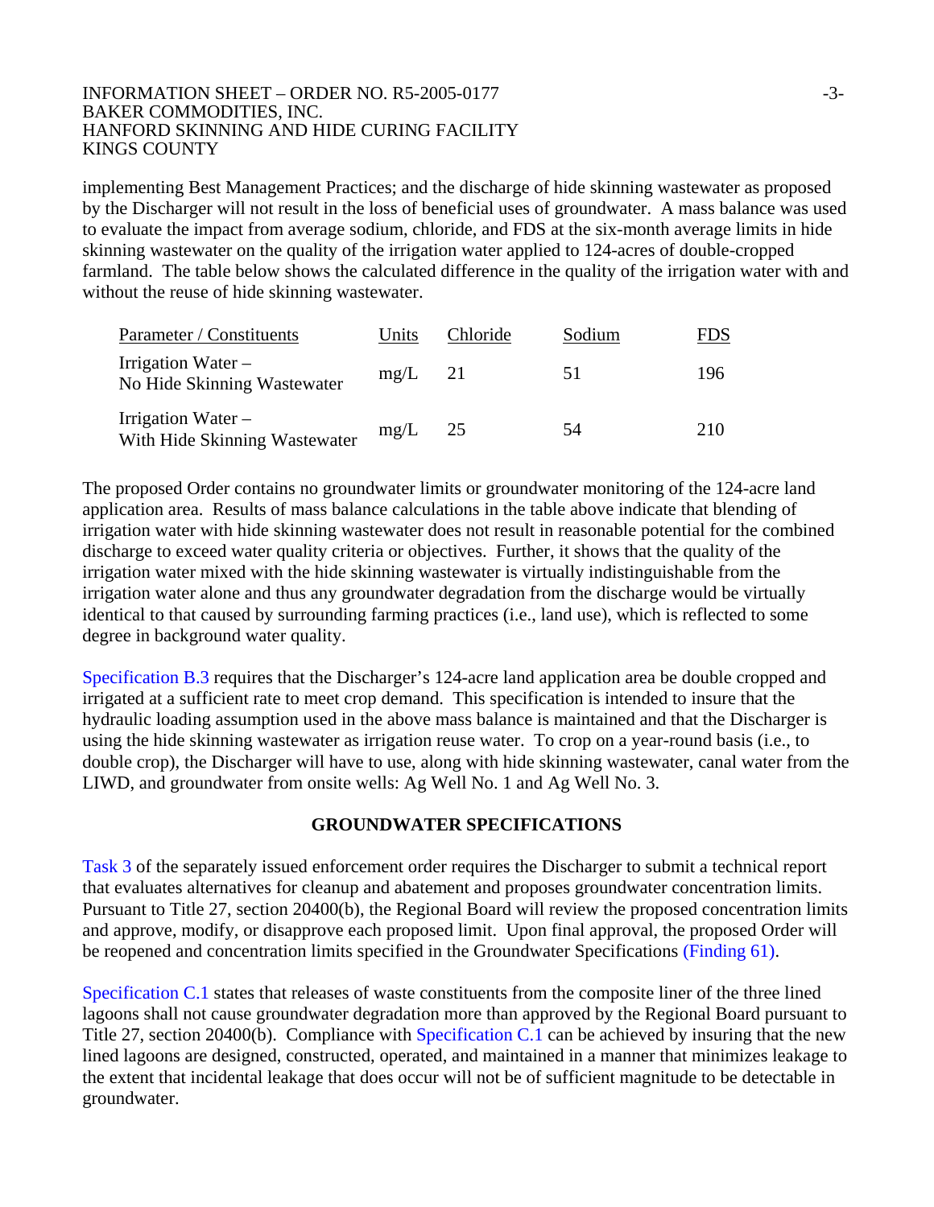implementing Best Management Practices; and the discharge of hide skinning wastewater as proposed by the Discharger will not result in the loss of beneficial uses of groundwater. A mass balance was used to evaluate the impact from average sodium, chloride, and FDS at the six-month average limits in hide skinning wastewater on the quality of the irrigation water applied to 124-acres of double-cropped farmland. The table below shows the calculated difference in the quality of the irrigation water with and without the reuse of hide skinning wastewater.

| Parameter / Constituents | Units | Chloride | Sodium | FDS |
|---|---|---|---|---|
| Irrigation Water – No Hide Skinning Wastewater | mg/L | 21 | 51 | 196 |
| Irrigation Water – With Hide Skinning Wastewater | mg/L | 25 | 54 | 210 |

The proposed Order contains no groundwater limits or groundwater monitoring of the 124-acre land application area. Results of mass balance calculations in the table above indicate that blending of irrigation water with hide skinning wastewater does not result in reasonable potential for the combined discharge to exceed water quality criteria or objectives. Further, it shows that the quality of the irrigation water mixed with the hide skinning wastewater is virtually indistinguishable from the irrigation water alone and thus any groundwater degradation from the discharge would be virtually identical to that caused by surrounding farming practices (i.e., land use), which is reflected to some degree in background water quality.

Specification B.3 requires that the Discharger's 124-acre land application area be double cropped and irrigated at a sufficient rate to meet crop demand. This specification is intended to insure that the hydraulic loading assumption used in the above mass balance is maintained and that the Discharger is using the hide skinning wastewater as irrigation reuse water. To crop on a year-round basis (i.e., to double crop), the Discharger will have to use, along with hide skinning wastewater, canal water from the LIWD, and groundwater from onsite wells: Ag Well No. 1 and Ag Well No. 3.

## GROUNDWATER SPECIFICATIONS

Task 3 of the separately issued enforcement order requires the Discharger to submit a technical report that evaluates alternatives for cleanup and abatement and proposes groundwater concentration limits. Pursuant to Title 27, section 20400(b), the Regional Board will review the proposed concentration limits and approve, modify, or disapprove each proposed limit. Upon final approval, the proposed Order will be reopened and concentration limits specified in the Groundwater Specifications (Finding 61).

Specification C.1 states that releases of waste constituents from the composite liner of the three lined lagoons shall not cause groundwater degradation more than approved by the Regional Board pursuant to Title 27, section 20400(b). Compliance with Specification C.1 can be achieved by insuring that the new lined lagoons are designed, constructed, operated, and maintained in a manner that minimizes leakage to the extent that incidental leakage that does occur will not be of sufficient magnitude to be detectable in groundwater.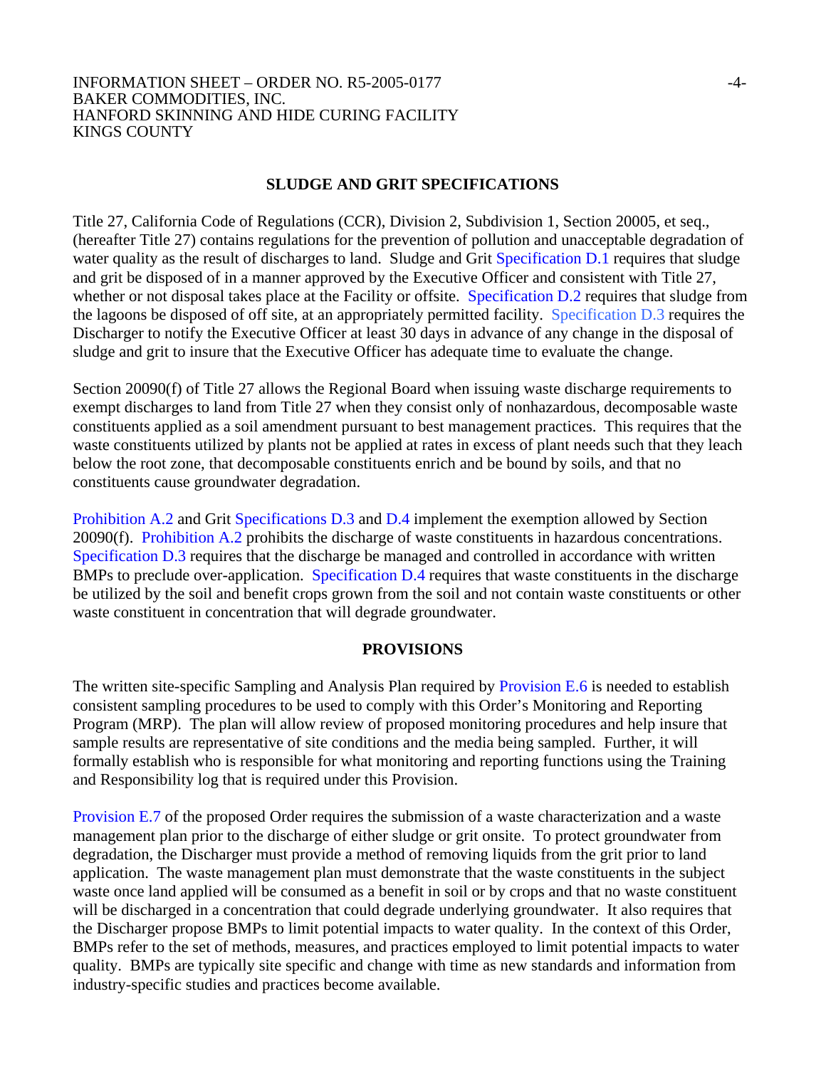## SLUDGE AND GRIT SPECIFICATIONS

Title 27, California Code of Regulations (CCR), Division 2, Subdivision 1, Section 20005, et seq., (hereafter Title 27) contains regulations for the prevention of pollution and unacceptable degradation of water quality as the result of discharges to land. Sludge and Grit Specification D.1 requires that sludge and grit be disposed of in a manner approved by the Executive Officer and consistent with Title 27, whether or not disposal takes place at the Facility or offsite. Specification D.2 requires that sludge from the lagoons be disposed of off site, at an appropriately permitted facility. Specification D.3 requires the Discharger to notify the Executive Officer at least 30 days in advance of any change in the disposal of sludge and grit to insure that the Executive Officer has adequate time to evaluate the change.

Section 20090(f) of Title 27 allows the Regional Board when issuing waste discharge requirements to exempt discharges to land from Title 27 when they consist only of nonhazardous, decomposable waste constituents applied as a soil amendment pursuant to best management practices. This requires that the waste constituents utilized by plants not be applied at rates in excess of plant needs such that they leach below the root zone, that decomposable constituents enrich and be bound by soils, and that no constituents cause groundwater degradation.

Prohibition A.2 and Grit Specifications D.3 and D.4 implement the exemption allowed by Section 20090(f). Prohibition A.2 prohibits the discharge of waste constituents in hazardous concentrations. Specification D.3 requires that the discharge be managed and controlled in accordance with written BMPs to preclude over-application. Specification D.4 requires that waste constituents in the discharge be utilized by the soil and benefit crops grown from the soil and not contain waste constituents or other waste constituent in concentration that will degrade groundwater.

## PROVISIONS

The written site-specific Sampling and Analysis Plan required by Provision E.6 is needed to establish consistent sampling procedures to be used to comply with this Order's Monitoring and Reporting Program (MRP). The plan will allow review of proposed monitoring procedures and help insure that sample results are representative of site conditions and the media being sampled. Further, it will formally establish who is responsible for what monitoring and reporting functions using the Training and Responsibility log that is required under this Provision.

Provision E.7 of the proposed Order requires the submission of a waste characterization and a waste management plan prior to the discharge of either sludge or grit onsite. To protect groundwater from degradation, the Discharger must provide a method of removing liquids from the grit prior to land application. The waste management plan must demonstrate that the waste constituents in the subject waste once land applied will be consumed as a benefit in soil or by crops and that no waste constituent will be discharged in a concentration that could degrade underlying groundwater. It also requires that the Discharger propose BMPs to limit potential impacts to water quality. In the context of this Order, BMPs refer to the set of methods, measures, and practices employed to limit potential impacts to water quality. BMPs are typically site specific and change with time as new standards and information from industry-specific studies and practices become available.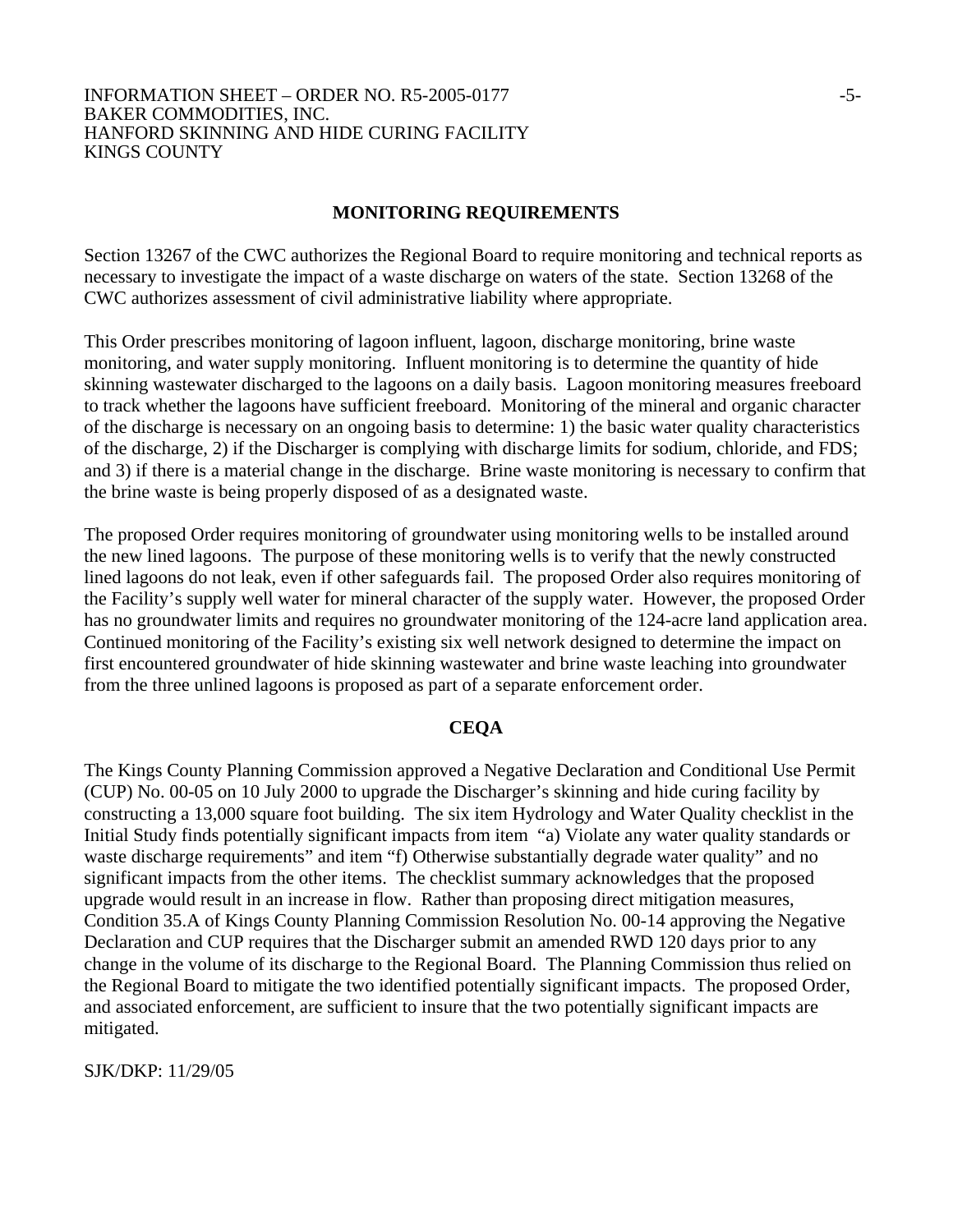## MONITORING REQUIREMENTS

Section 13267 of the CWC authorizes the Regional Board to require monitoring and technical reports as necessary to investigate the impact of a waste discharge on waters of the state. Section 13268 of the CWC authorizes assessment of civil administrative liability where appropriate.

This Order prescribes monitoring of lagoon influent, lagoon, discharge monitoring, brine waste monitoring, and water supply monitoring. Influent monitoring is to determine the quantity of hide skinning wastewater discharged to the lagoons on a daily basis. Lagoon monitoring measures freeboard to track whether the lagoons have sufficient freeboard. Monitoring of the mineral and organic character of the discharge is necessary on an ongoing basis to determine: 1) the basic water quality characteristics of the discharge, 2) if the Discharger is complying with discharge limits for sodium, chloride, and FDS; and 3) if there is a material change in the discharge. Brine waste monitoring is necessary to confirm that the brine waste is being properly disposed of as a designated waste.

The proposed Order requires monitoring of groundwater using monitoring wells to be installed around the new lined lagoons. The purpose of these monitoring wells is to verify that the newly constructed lined lagoons do not leak, even if other safeguards fail. The proposed Order also requires monitoring of the Facility's supply well water for mineral character of the supply water. However, the proposed Order has no groundwater limits and requires no groundwater monitoring of the 124-acre land application area. Continued monitoring of the Facility's existing six well network designed to determine the impact on first encountered groundwater of hide skinning wastewater and brine waste leaching into groundwater from the three unlined lagoons is proposed as part of a separate enforcement order.

## CEQA

The Kings County Planning Commission approved a Negative Declaration and Conditional Use Permit (CUP) No. 00-05 on 10 July 2000 to upgrade the Discharger's skinning and hide curing facility by constructing a 13,000 square foot building. The six item Hydrology and Water Quality checklist in the Initial Study finds potentially significant impacts from item "a) Violate any water quality standards or waste discharge requirements" and item "f) Otherwise substantially degrade water quality" and no significant impacts from the other items. The checklist summary acknowledges that the proposed upgrade would result in an increase in flow. Rather than proposing direct mitigation measures, Condition 35.A of Kings County Planning Commission Resolution No. 00-14 approving the Negative Declaration and CUP requires that the Discharger submit an amended RWD 120 days prior to any change in the volume of its discharge to the Regional Board. The Planning Commission thus relied on the Regional Board to mitigate the two identified potentially significant impacts. The proposed Order, and associated enforcement, are sufficient to insure that the two potentially significant impacts are mitigated.

SJK/DKP: 11/29/05